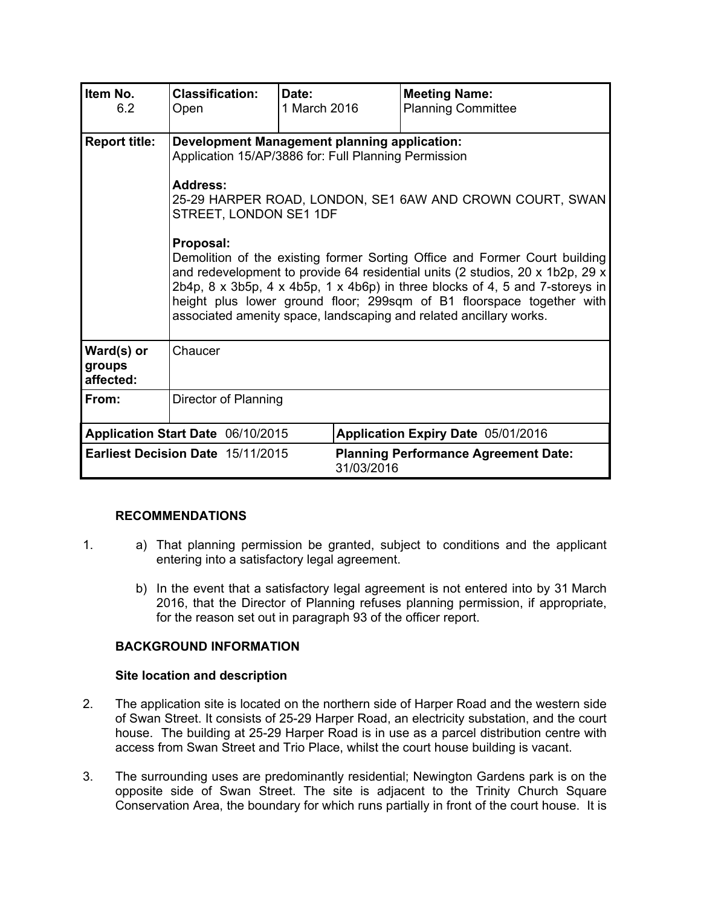| Item No. 6.2 | Classification: Open | Date: 1 March 2016 | Meeting Name: Planning Committee |
|---|---|---|---|
| **Report title:** | **Development Management planning application:** Application 15/AP/3886 for: Full Planning Permission<br><br>**Address:** 25-29 HARPER ROAD, LONDON, SE1 6AW AND CROWN COURT, SWAN STREET, LONDON SE1 1DF<br><br>**Proposal:** Demolition of the existing former Sorting Office and Former Court building and redevelopment to provide 64 residential units (2 studios, 20 x 1b2p, 29 x 2b4p, 8 x 3b5p, 4 x 4b5p, 1 x 4b6p) in three blocks of 4, 5 and 7-storeys in height plus lower ground floor; 299sqm of B1 floorspace together with associated amenity space, landscaping and related ancillary works. | | |
| **Ward(s) or groups affected:** | Chaucer | | |
| **From:** | Director of Planning | | |
| **Application Start Date** 06/10/2015 | | **Application Expiry Date** 05/01/2016 | |
| **Earliest Decision Date** 15/11/2015 | | **Planning Performance Agreement Date:** 31/03/2016 | |

## RECOMMENDATIONS

1. a) That planning permission be granted, subject to conditions and the applicant entering into a satisfactory legal agreement.

   b) In the event that a satisfactory legal agreement is not entered into by 31 March 2016, that the Director of Planning refuses planning permission, if appropriate, for the reason set out in paragraph 93 of the officer report.

## BACKGROUND INFORMATION

### Site location and description

2. The application site is located on the northern side of Harper Road and the western side of Swan Street. It consists of 25-29 Harper Road, an electricity substation, and the court house. The building at 25-29 Harper Road is in use as a parcel distribution centre with access from Swan Street and Trio Place, whilst the court house building is vacant.

3. The surrounding uses are predominantly residential; Newington Gardens park is on the opposite side of Swan Street. The site is adjacent to the Trinity Church Square Conservation Area, the boundary for which runs partially in front of the court house. It is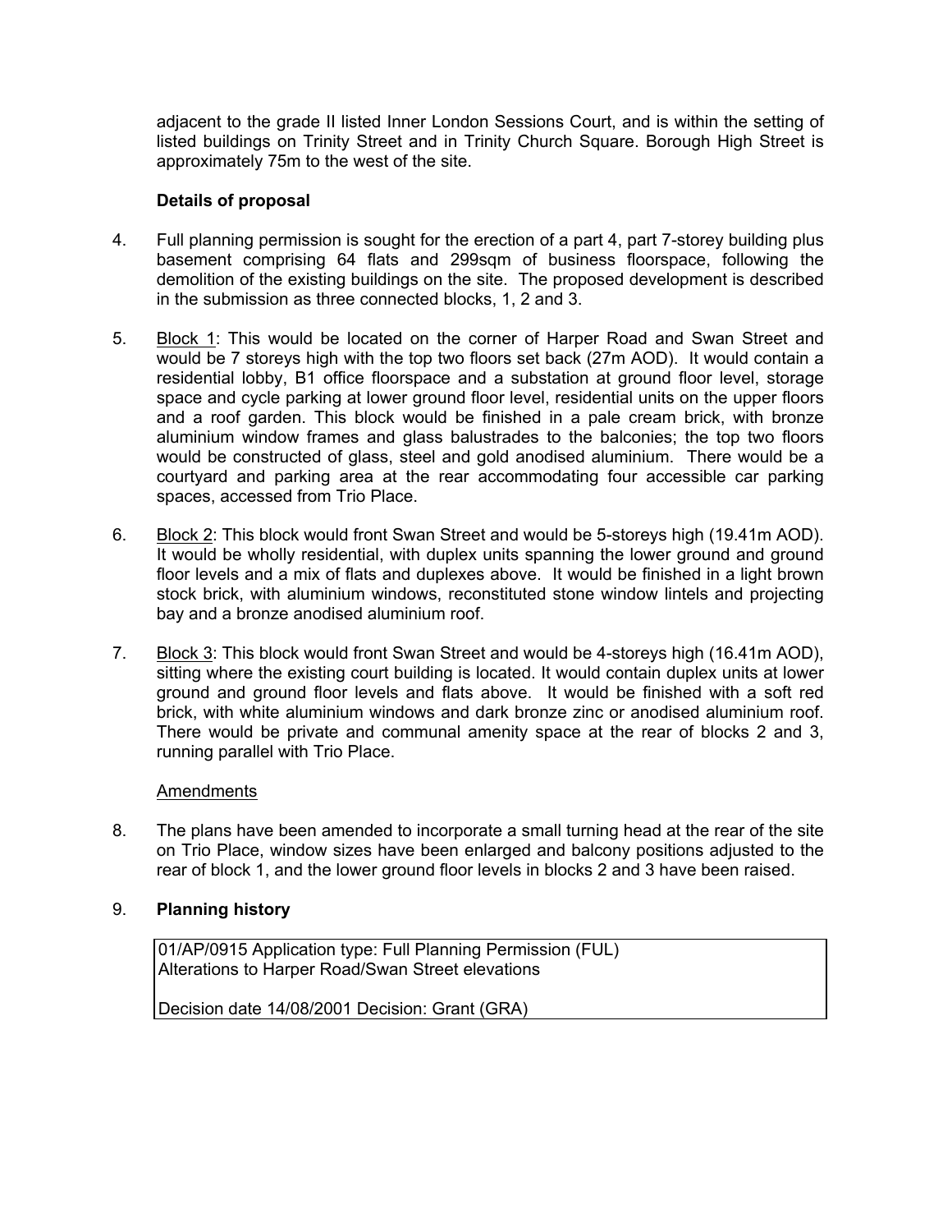adjacent to the grade II listed Inner London Sessions Court, and is within the setting of listed buildings on Trinity Street and in Trinity Church Square. Borough High Street is approximately 75m to the west of the site.

**Details of proposal**

4. Full planning permission is sought for the erection of a part 4, part 7-storey building plus basement comprising 64 flats and 299sqm of business floorspace, following the demolition of the existing buildings on the site. The proposed development is described in the submission as three connected blocks, 1, 2 and 3.

5. Block 1: This would be located on the corner of Harper Road and Swan Street and would be 7 storeys high with the top two floors set back (27m AOD). It would contain a residential lobby, B1 office floorspace and a substation at ground floor level, storage space and cycle parking at lower ground floor level, residential units on the upper floors and a roof garden. This block would be finished in a pale cream brick, with bronze aluminium window frames and glass balustrades to the balconies; the top two floors would be constructed of glass, steel and gold anodised aluminium. There would be a courtyard and parking area at the rear accommodating four accessible car parking spaces, accessed from Trio Place.

6. Block 2: This block would front Swan Street and would be 5-storeys high (19.41m AOD). It would be wholly residential, with duplex units spanning the lower ground and ground floor levels and a mix of flats and duplexes above. It would be finished in a light brown stock brick, with aluminium windows, reconstituted stone window lintels and projecting bay and a bronze anodised aluminium roof.

7. Block 3: This block would front Swan Street and would be 4-storeys high (16.41m AOD), sitting where the existing court building is located. It would contain duplex units at lower ground and ground floor levels and flats above. It would be finished with a soft red brick, with white aluminium windows and dark bronze zinc or anodised aluminium roof. There would be private and communal amenity space at the rear of blocks 2 and 3, running parallel with Trio Place.

Amendments

8. The plans have been amended to incorporate a small turning head at the rear of the site on Trio Place, window sizes have been enlarged and balcony positions adjusted to the rear of block 1, and the lower ground floor levels in blocks 2 and 3 have been raised.

9. **Planning history**

| 01/AP/0915 Application type: Full Planning Permission (FUL)<br>Alterations to Harper Road/Swan Street elevations<br><br>Decision date 14/08/2001 Decision: Grant (GRA) |
|---|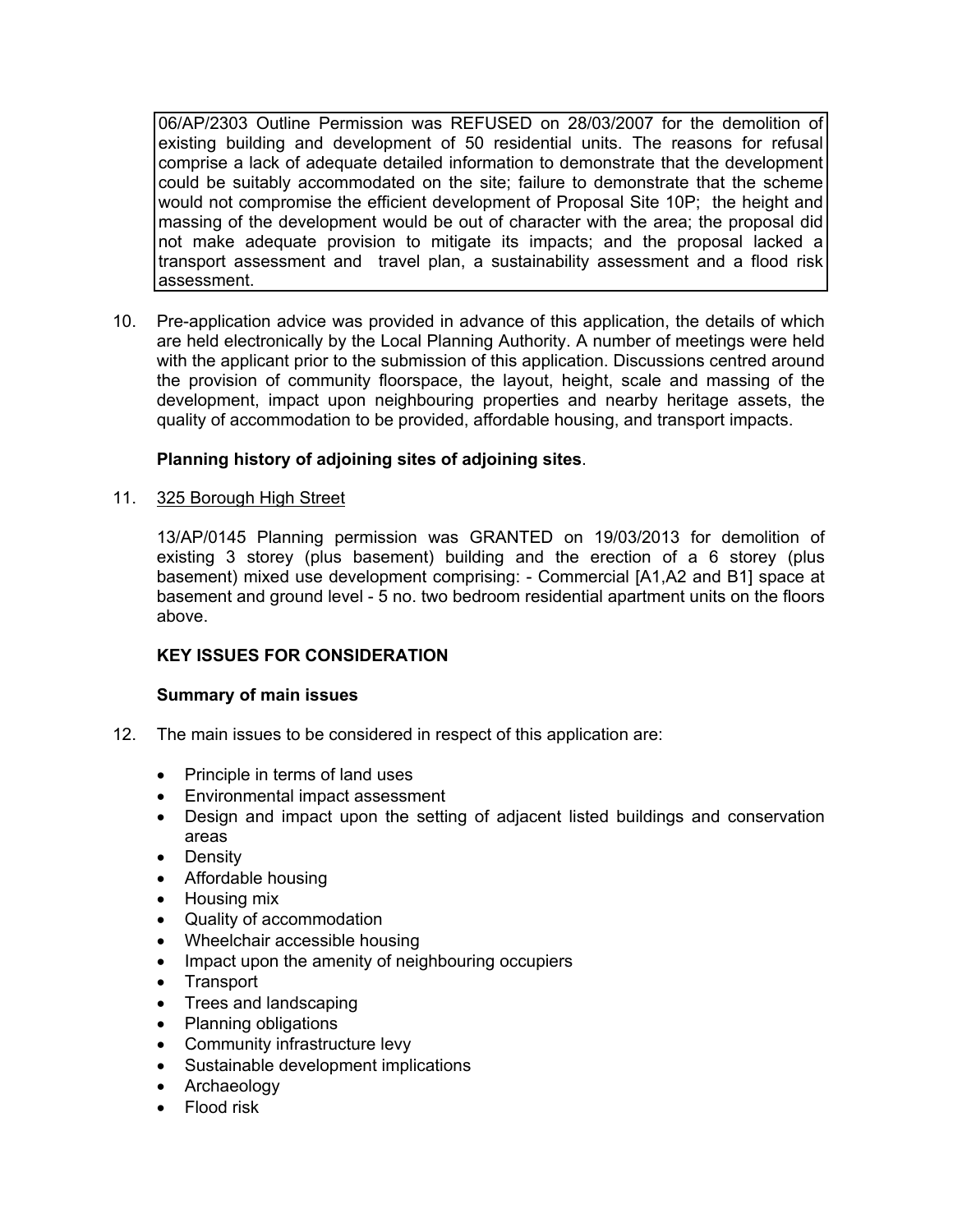06/AP/2303 Outline Permission was REFUSED on 28/03/2007 for the demolition of existing building and development of 50 residential units. The reasons for refusal comprise a lack of adequate detailed information to demonstrate that the development could be suitably accommodated on the site; failure to demonstrate that the scheme would not compromise the efficient development of Proposal Site 10P; the height and massing of the development would be out of character with the area; the proposal did not make adequate provision to mitigate its impacts; and the proposal lacked a transport assessment and travel plan, a sustainability assessment and a flood risk assessment.

10. Pre-application advice was provided in advance of this application, the details of which are held electronically by the Local Planning Authority. A number of meetings were held with the applicant prior to the submission of this application. Discussions centred around the provision of community floorspace, the layout, height, scale and massing of the development, impact upon neighbouring properties and nearby heritage assets, the quality of accommodation to be provided, affordable housing, and transport impacts.

**Planning history of adjoining sites of adjoining sites**.

11. 325 Borough High Street

    13/AP/0145 Planning permission was GRANTED on 19/03/2013 for demolition of existing 3 storey (plus basement) building and the erection of a 6 storey (plus basement) mixed use development comprising: - Commercial [A1,A2 and B1] space at basement and ground level - 5 no. two bedroom residential apartment units on the floors above.

**KEY ISSUES FOR CONSIDERATION**

**Summary of main issues**

12. The main issues to be considered in respect of this application are:

    - Principle in terms of land uses
    - Environmental impact assessment
    - Design and impact upon the setting of adjacent listed buildings and conservation areas
    - Density
    - Affordable housing
    - Housing mix
    - Quality of accommodation
    - Wheelchair accessible housing
    - Impact upon the amenity of neighbouring occupiers
    - Transport
    - Trees and landscaping
    - Planning obligations
    - Community infrastructure levy
    - Sustainable development implications
    - Archaeology
    - Flood risk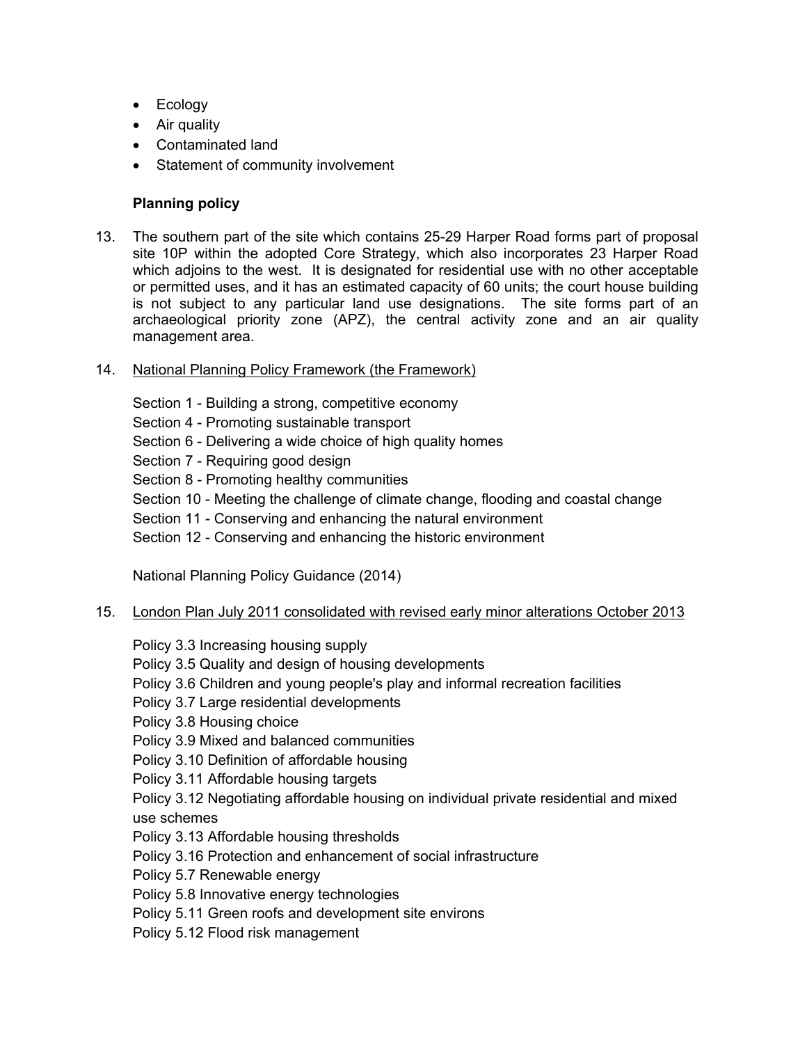- Ecology
- Air quality
- Contaminated land
- Statement of community involvement

**Planning policy**

13. The southern part of the site which contains 25-29 Harper Road forms part of proposal site 10P within the adopted Core Strategy, which also incorporates 23 Harper Road which adjoins to the west. It is designated for residential use with no other acceptable or permitted uses, and it has an estimated capacity of 60 units; the court house building is not subject to any particular land use designations. The site forms part of an archaeological priority zone (APZ), the central activity zone and an air quality management area.

14. National Planning Policy Framework (the Framework)

    Section 1 - Building a strong, competitive economy
    Section 4 - Promoting sustainable transport
    Section 6 - Delivering a wide choice of high quality homes
    Section 7 - Requiring good design
    Section 8 - Promoting healthy communities
    Section 10 - Meeting the challenge of climate change, flooding and coastal change
    Section 11 - Conserving and enhancing the natural environment
    Section 12 - Conserving and enhancing the historic environment

    National Planning Policy Guidance (2014)

15. London Plan July 2011 consolidated with revised early minor alterations October 2013

    Policy 3.3 Increasing housing supply
    Policy 3.5 Quality and design of housing developments
    Policy 3.6 Children and young people's play and informal recreation facilities
    Policy 3.7 Large residential developments
    Policy 3.8 Housing choice
    Policy 3.9 Mixed and balanced communities
    Policy 3.10 Definition of affordable housing
    Policy 3.11 Affordable housing targets
    Policy 3.12 Negotiating affordable housing on individual private residential and mixed use schemes
    Policy 3.13 Affordable housing thresholds
    Policy 3.16 Protection and enhancement of social infrastructure
    Policy 5.7 Renewable energy
    Policy 5.8 Innovative energy technologies
    Policy 5.11 Green roofs and development site environs
    Policy 5.12 Flood risk management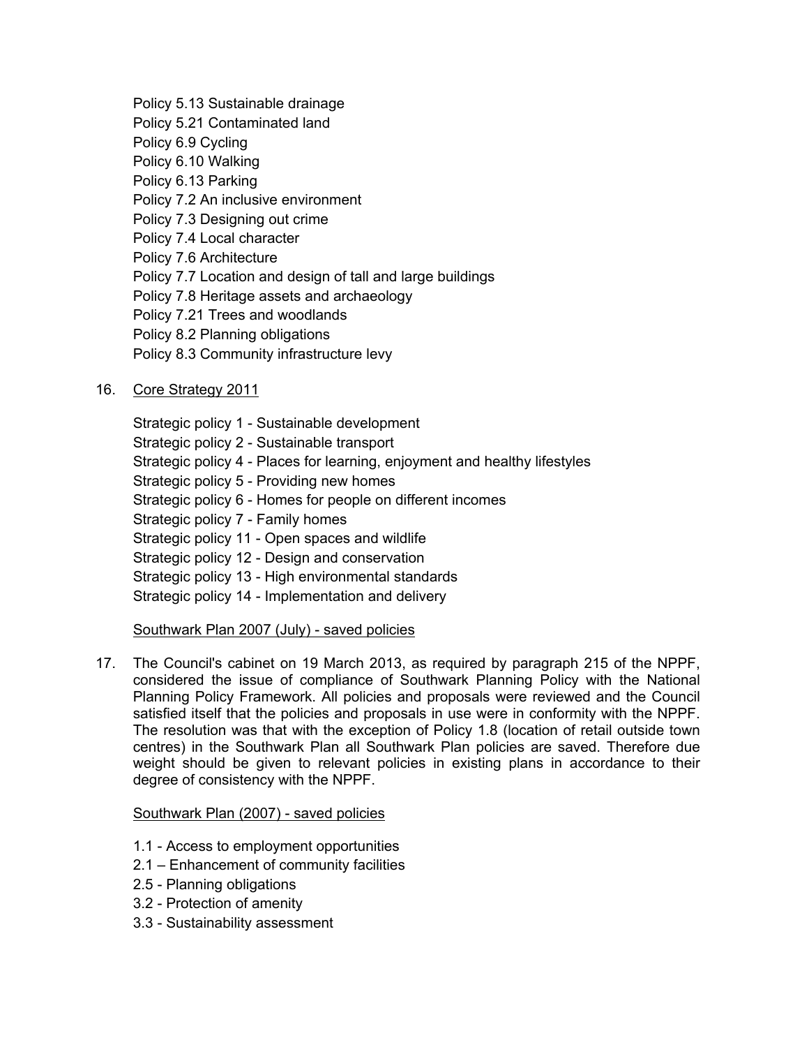Policy 5.13 Sustainable drainage
Policy 5.21 Contaminated land
Policy 6.9 Cycling
Policy 6.10 Walking
Policy 6.13 Parking
Policy 7.2 An inclusive environment
Policy 7.3 Designing out crime
Policy 7.4 Local character
Policy 7.6 Architecture
Policy 7.7 Location and design of tall and large buildings
Policy 7.8 Heritage assets and archaeology
Policy 7.21 Trees and woodlands
Policy 8.2 Planning obligations
Policy 8.3 Community infrastructure levy

16. Core Strategy 2011

Strategic policy 1 - Sustainable development
Strategic policy 2 - Sustainable transport
Strategic policy 4 - Places for learning, enjoyment and healthy lifestyles
Strategic policy 5 - Providing new homes
Strategic policy 6 - Homes for people on different incomes
Strategic policy 7 - Family homes
Strategic policy 11 - Open spaces and wildlife
Strategic policy 12 - Design and conservation
Strategic policy 13 - High environmental standards
Strategic policy 14 - Implementation and delivery

Southwark Plan 2007 (July) - saved policies

17. The Council's cabinet on 19 March 2013, as required by paragraph 215 of the NPPF, considered the issue of compliance of Southwark Planning Policy with the National Planning Policy Framework. All policies and proposals were reviewed and the Council satisfied itself that the policies and proposals in use were in conformity with the NPPF. The resolution was that with the exception of Policy 1.8 (location of retail outside town centres) in the Southwark Plan all Southwark Plan policies are saved. Therefore due weight should be given to relevant policies in existing plans in accordance to their degree of consistency with the NPPF.

Southwark Plan (2007) - saved policies

1.1 - Access to employment opportunities
2.1 – Enhancement of community facilities
2.5 - Planning obligations
3.2 - Protection of amenity
3.3 - Sustainability assessment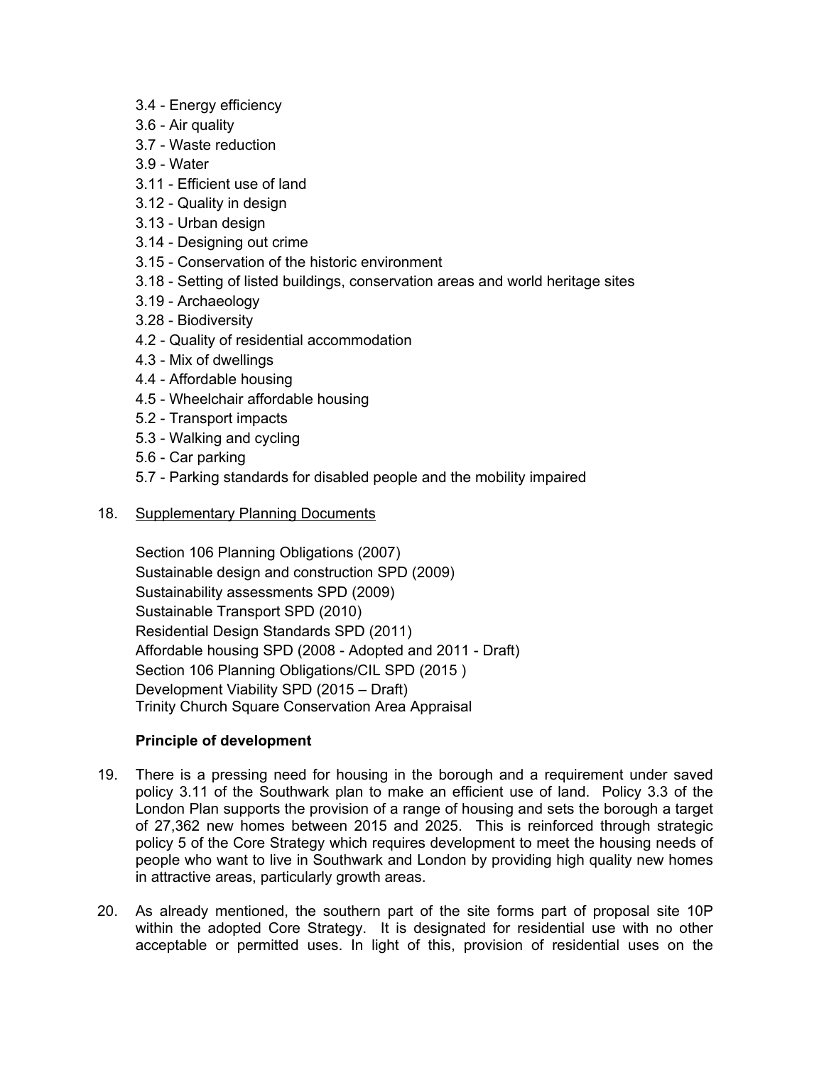3.4 - Energy efficiency
3.6 - Air quality
3.7 - Waste reduction
3.9 - Water
3.11 - Efficient use of land
3.12 - Quality in design
3.13 - Urban design
3.14 - Designing out crime
3.15 - Conservation of the historic environment
3.18 - Setting of listed buildings, conservation areas and world heritage sites
3.19 - Archaeology
3.28 - Biodiversity
4.2 - Quality of residential accommodation
4.3 - Mix of dwellings
4.4 - Affordable housing
4.5 - Wheelchair affordable housing
5.2 - Transport impacts
5.3 - Walking and cycling
5.6 - Car parking
5.7 - Parking standards for disabled people and the mobility impaired

18. Supplementary Planning Documents

Section 106 Planning Obligations (2007)
Sustainable design and construction SPD (2009)
Sustainability assessments SPD (2009)
Sustainable Transport SPD (2010)
Residential Design Standards SPD (2011)
Affordable housing SPD (2008 - Adopted and 2011 - Draft)
Section 106 Planning Obligations/CIL SPD (2015 )
Development Viability SPD (2015 – Draft)
Trinity Church Square Conservation Area Appraisal

**Principle of development**

19. There is a pressing need for housing in the borough and a requirement under saved policy 3.11 of the Southwark plan to make an efficient use of land. Policy 3.3 of the London Plan supports the provision of a range of housing and sets the borough a target of 27,362 new homes between 2015 and 2025. This is reinforced through strategic policy 5 of the Core Strategy which requires development to meet the housing needs of people who want to live in Southwark and London by providing high quality new homes in attractive areas, particularly growth areas.

20. As already mentioned, the southern part of the site forms part of proposal site 10P within the adopted Core Strategy. It is designated for residential use with no other acceptable or permitted uses. In light of this, provision of residential uses on the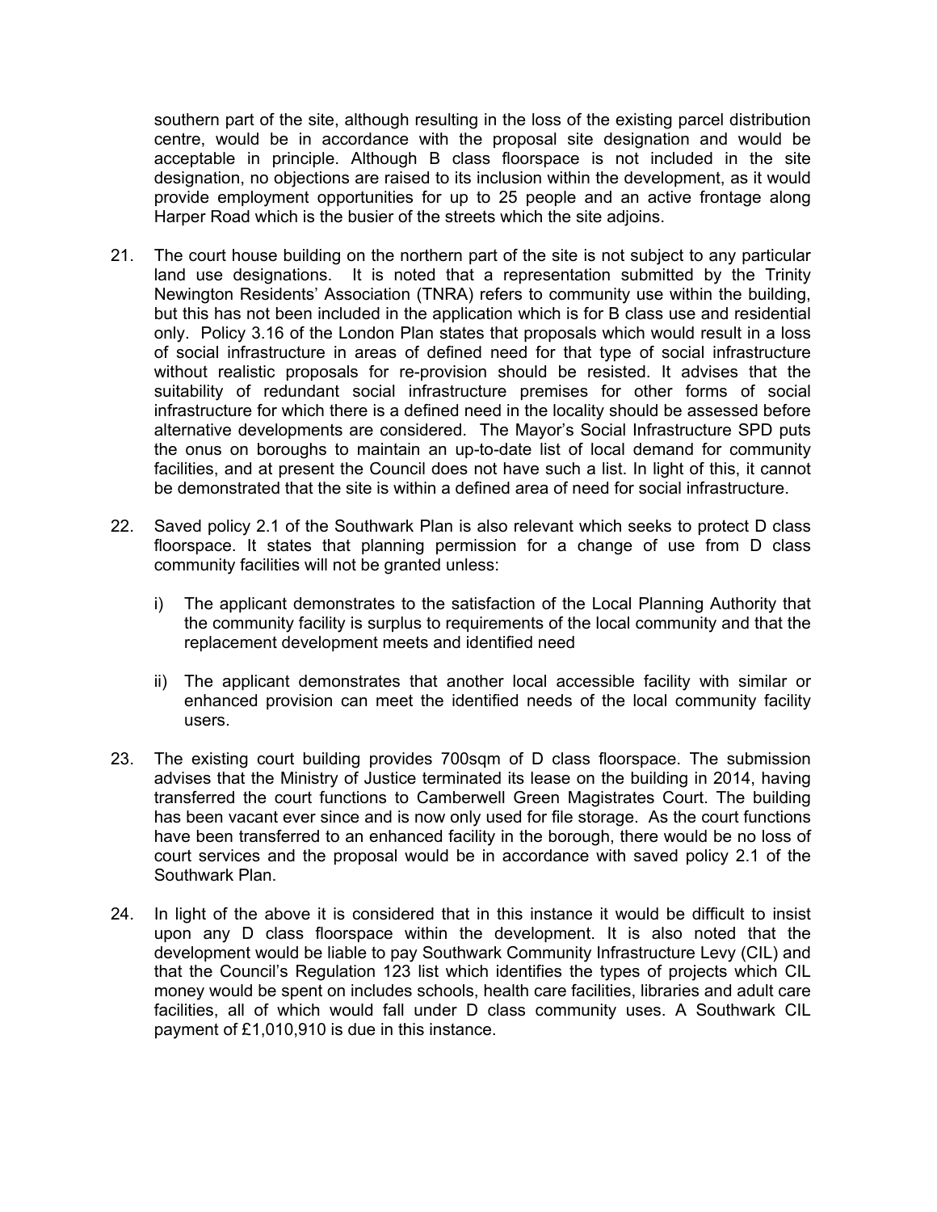southern part of the site, although resulting in the loss of the existing parcel distribution centre, would be in accordance with the proposal site designation and would be acceptable in principle. Although B class floorspace is not included in the site designation, no objections are raised to its inclusion within the development, as it would provide employment opportunities for up to 25 people and an active frontage along Harper Road which is the busier of the streets which the site adjoins.

21. The court house building on the northern part of the site is not subject to any particular land use designations. It is noted that a representation submitted by the Trinity Newington Residents' Association (TNRA) refers to community use within the building, but this has not been included in the application which is for B class use and residential only. Policy 3.16 of the London Plan states that proposals which would result in a loss of social infrastructure in areas of defined need for that type of social infrastructure without realistic proposals for re-provision should be resisted. It advises that the suitability of redundant social infrastructure premises for other forms of social infrastructure for which there is a defined need in the locality should be assessed before alternative developments are considered. The Mayor's Social Infrastructure SPD puts the onus on boroughs to maintain an up-to-date list of local demand for community facilities, and at present the Council does not have such a list. In light of this, it cannot be demonstrated that the site is within a defined area of need for social infrastructure.

22. Saved policy 2.1 of the Southwark Plan is also relevant which seeks to protect D class floorspace. It states that planning permission for a change of use from D class community facilities will not be granted unless:

    i) The applicant demonstrates to the satisfaction of the Local Planning Authority that the community facility is surplus to requirements of the local community and that the replacement development meets and identified need

    ii) The applicant demonstrates that another local accessible facility with similar or enhanced provision can meet the identified needs of the local community facility users.

23. The existing court building provides 700sqm of D class floorspace. The submission advises that the Ministry of Justice terminated its lease on the building in 2014, having transferred the court functions to Camberwell Green Magistrates Court. The building has been vacant ever since and is now only used for file storage. As the court functions have been transferred to an enhanced facility in the borough, there would be no loss of court services and the proposal would be in accordance with saved policy 2.1 of the Southwark Plan.

24. In light of the above it is considered that in this instance it would be difficult to insist upon any D class floorspace within the development. It is also noted that the development would be liable to pay Southwark Community Infrastructure Levy (CIL) and that the Council's Regulation 123 list which identifies the types of projects which CIL money would be spent on includes schools, health care facilities, libraries and adult care facilities, all of which would fall under D class community uses. A Southwark CIL payment of £1,010,910 is due in this instance.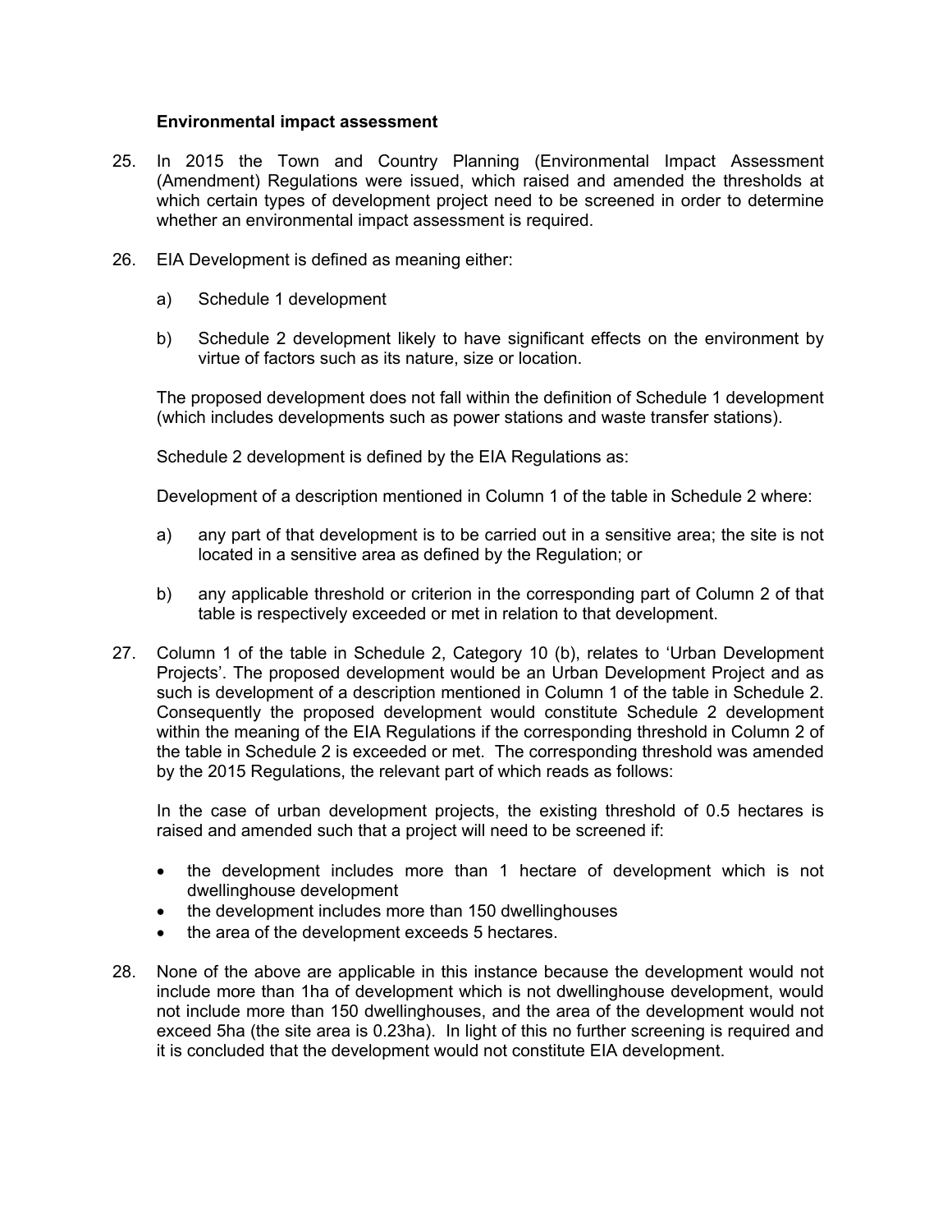### Environmental impact assessment

25. In 2015 the Town and Country Planning (Environmental Impact Assessment (Amendment) Regulations were issued, which raised and amended the thresholds at which certain types of development project need to be screened in order to determine whether an environmental impact assessment is required.

26. EIA Development is defined as meaning either:

    a) Schedule 1 development

    b) Schedule 2 development likely to have significant effects on the environment by virtue of factors such as its nature, size or location.

    The proposed development does not fall within the definition of Schedule 1 development (which includes developments such as power stations and waste transfer stations).

    Schedule 2 development is defined by the EIA Regulations as:

    Development of a description mentioned in Column 1 of the table in Schedule 2 where:

    a) any part of that development is to be carried out in a sensitive area; the site is not located in a sensitive area as defined by the Regulation; or

    b) any applicable threshold or criterion in the corresponding part of Column 2 of that table is respectively exceeded or met in relation to that development.

27. Column 1 of the table in Schedule 2, Category 10 (b), relates to 'Urban Development Projects'. The proposed development would be an Urban Development Project and as such is development of a description mentioned in Column 1 of the table in Schedule 2. Consequently the proposed development would constitute Schedule 2 development within the meaning of the EIA Regulations if the corresponding threshold in Column 2 of the table in Schedule 2 is exceeded or met. The corresponding threshold was amended by the 2015 Regulations, the relevant part of which reads as follows:

    In the case of urban development projects, the existing threshold of 0.5 hectares is raised and amended such that a project will need to be screened if:

    - the development includes more than 1 hectare of development which is not dwellinghouse development
    - the development includes more than 150 dwellinghouses
    - the area of the development exceeds 5 hectares.

28. None of the above are applicable in this instance because the development would not include more than 1ha of development which is not dwellinghouse development, would not include more than 150 dwellinghouses, and the area of the development would not exceed 5ha (the site area is 0.23ha). In light of this no further screening is required and it is concluded that the development would not constitute EIA development.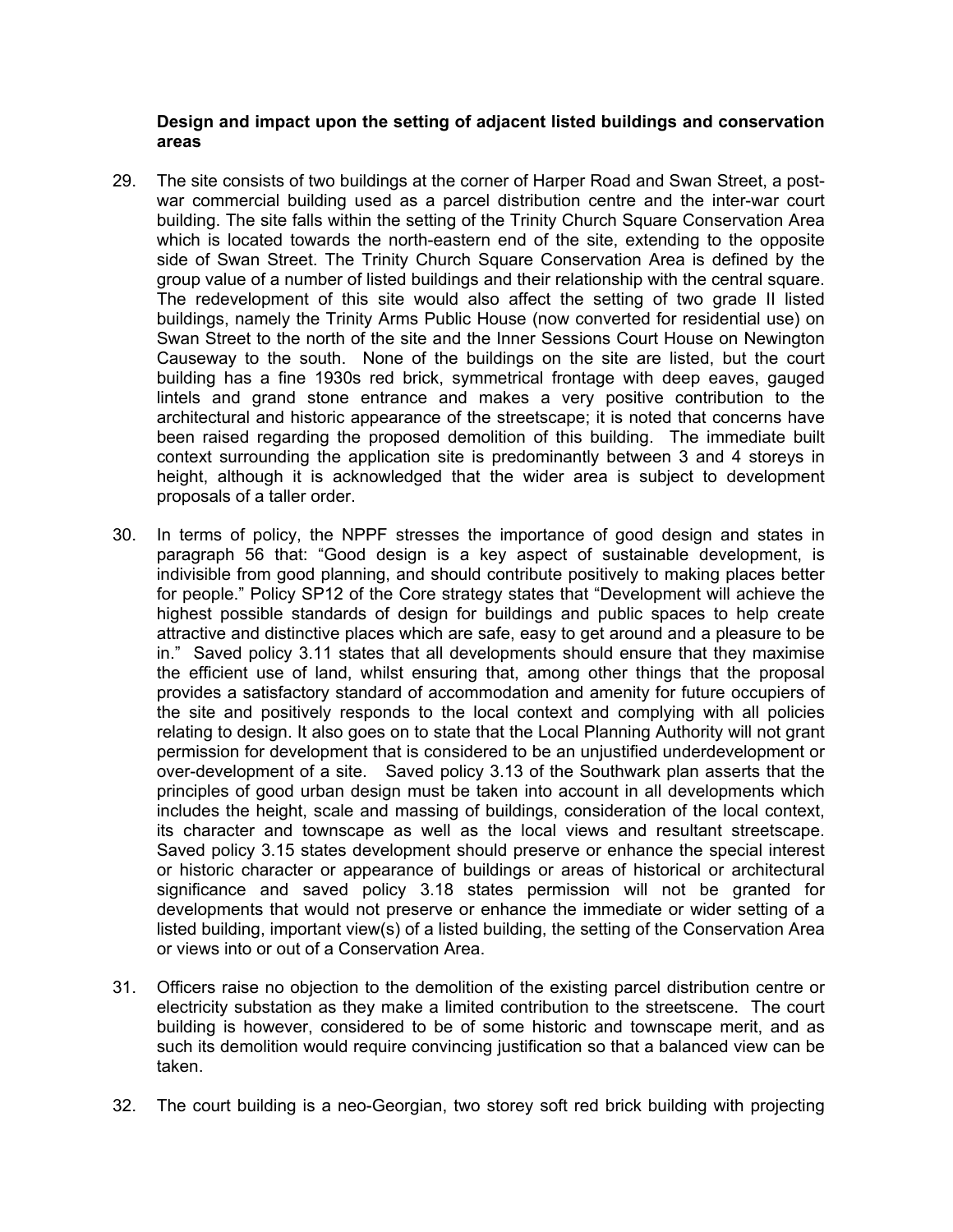**Design and impact upon the setting of adjacent listed buildings and conservation areas**

29. The site consists of two buildings at the corner of Harper Road and Swan Street, a post-war commercial building used as a parcel distribution centre and the inter-war court building. The site falls within the setting of the Trinity Church Square Conservation Area which is located towards the north-eastern end of the site, extending to the opposite side of Swan Street. The Trinity Church Square Conservation Area is defined by the group value of a number of listed buildings and their relationship with the central square. The redevelopment of this site would also affect the setting of two grade II listed buildings, namely the Trinity Arms Public House (now converted for residential use) on Swan Street to the north of the site and the Inner Sessions Court House on Newington Causeway to the south. None of the buildings on the site are listed, but the court building has a fine 1930s red brick, symmetrical frontage with deep eaves, gauged lintels and grand stone entrance and makes a very positive contribution to the architectural and historic appearance of the streetscape; it is noted that concerns have been raised regarding the proposed demolition of this building. The immediate built context surrounding the application site is predominantly between 3 and 4 storeys in height, although it is acknowledged that the wider area is subject to development proposals of a taller order.

30. In terms of policy, the NPPF stresses the importance of good design and states in paragraph 56 that: "Good design is a key aspect of sustainable development, is indivisible from good planning, and should contribute positively to making places better for people." Policy SP12 of the Core strategy states that "Development will achieve the highest possible standards of design for buildings and public spaces to help create attractive and distinctive places which are safe, easy to get around and a pleasure to be in." Saved policy 3.11 states that all developments should ensure that they maximise the efficient use of land, whilst ensuring that, among other things that the proposal provides a satisfactory standard of accommodation and amenity for future occupiers of the site and positively responds to the local context and complying with all policies relating to design. It also goes on to state that the Local Planning Authority will not grant permission for development that is considered to be an unjustified underdevelopment or over-development of a site. Saved policy 3.13 of the Southwark plan asserts that the principles of good urban design must be taken into account in all developments which includes the height, scale and massing of buildings, consideration of the local context, its character and townscape as well as the local views and resultant streetscape. Saved policy 3.15 states development should preserve or enhance the special interest or historic character or appearance of buildings or areas of historical or architectural significance and saved policy 3.18 states permission will not be granted for developments that would not preserve or enhance the immediate or wider setting of a listed building, important view(s) of a listed building, the setting of the Conservation Area or views into or out of a Conservation Area.

31. Officers raise no objection to the demolition of the existing parcel distribution centre or electricity substation as they make a limited contribution to the streetscene. The court building is however, considered to be of some historic and townscape merit, and as such its demolition would require convincing justification so that a balanced view can be taken.

32. The court building is a neo-Georgian, two storey soft red brick building with projecting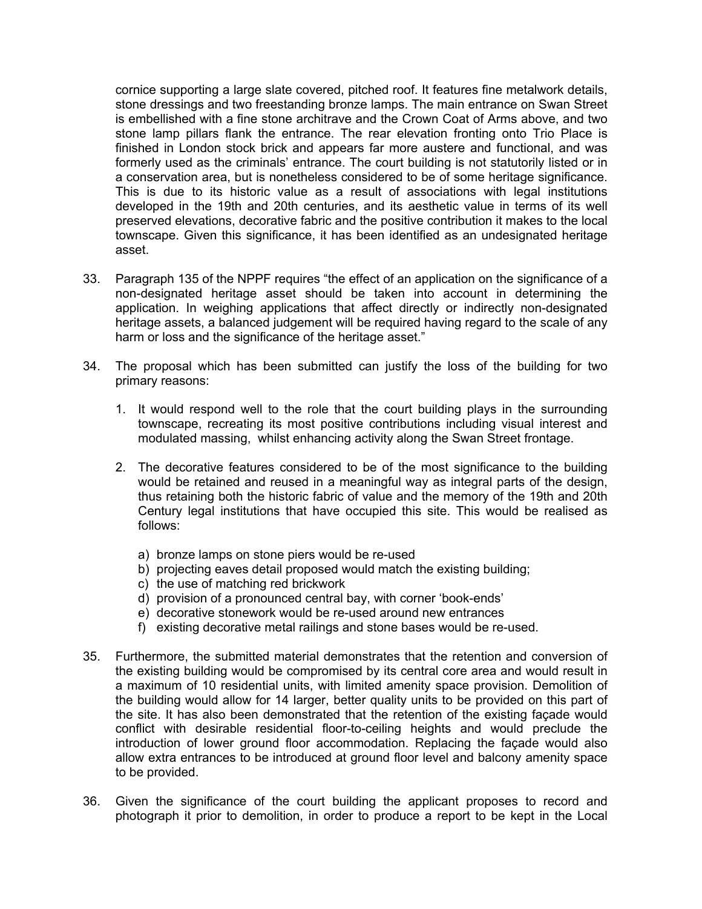cornice supporting a large slate covered, pitched roof. It features fine metalwork details, stone dressings and two freestanding bronze lamps. The main entrance on Swan Street is embellished with a fine stone architrave and the Crown Coat of Arms above, and two stone lamp pillars flank the entrance. The rear elevation fronting onto Trio Place is finished in London stock brick and appears far more austere and functional, and was formerly used as the criminals' entrance. The court building is not statutorily listed or in a conservation area, but is nonetheless considered to be of some heritage significance. This is due to its historic value as a result of associations with legal institutions developed in the 19th and 20th centuries, and its aesthetic value in terms of its well preserved elevations, decorative fabric and the positive contribution it makes to the local townscape. Given this significance, it has been identified as an undesignated heritage asset.

33. Paragraph 135 of the NPPF requires "the effect of an application on the significance of a non-designated heritage asset should be taken into account in determining the application. In weighing applications that affect directly or indirectly non-designated heritage assets, a balanced judgement will be required having regard to the scale of any harm or loss and the significance of the heritage asset."

34. The proposal which has been submitted can justify the loss of the building for two primary reasons:

    1. It would respond well to the role that the court building plays in the surrounding townscape, recreating its most positive contributions including visual interest and modulated massing, whilst enhancing activity along the Swan Street frontage.

    2. The decorative features considered to be of the most significance to the building would be retained and reused in a meaningful way as integral parts of the design, thus retaining both the historic fabric of value and the memory of the 19th and 20th Century legal institutions that have occupied this site. This would be realised as follows:

        a) bronze lamps on stone piers would be re-used
        b) projecting eaves detail proposed would match the existing building;
        c) the use of matching red brickwork
        d) provision of a pronounced central bay, with corner 'book-ends'
        e) decorative stonework would be re-used around new entrances
        f) existing decorative metal railings and stone bases would be re-used.

35. Furthermore, the submitted material demonstrates that the retention and conversion of the existing building would be compromised by its central core area and would result in a maximum of 10 residential units, with limited amenity space provision. Demolition of the building would allow for 14 larger, better quality units to be provided on this part of the site. It has also been demonstrated that the retention of the existing façade would conflict with desirable residential floor-to-ceiling heights and would preclude the introduction of lower ground floor accommodation. Replacing the façade would also allow extra entrances to be introduced at ground floor level and balcony amenity space to be provided.

36. Given the significance of the court building the applicant proposes to record and photograph it prior to demolition, in order to produce a report to be kept in the Local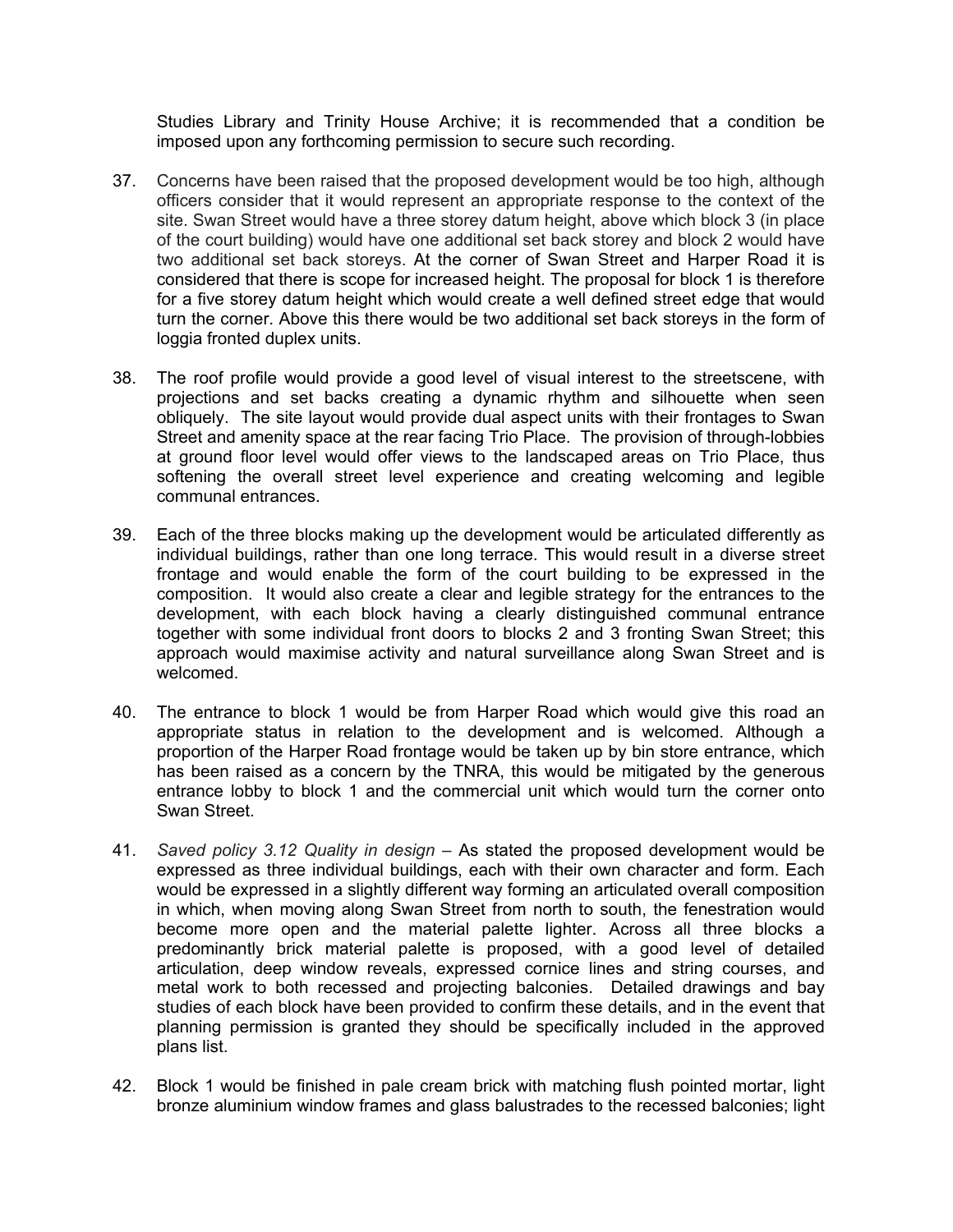Studies Library and Trinity House Archive; it is recommended that a condition be imposed upon any forthcoming permission to secure such recording.

37. Concerns have been raised that the proposed development would be too high, although officers consider that it would represent an appropriate response to the context of the site. Swan Street would have a three storey datum height, above which block 3 (in place of the court building) would have one additional set back storey and block 2 would have two additional set back storeys. At the corner of Swan Street and Harper Road it is considered that there is scope for increased height. The proposal for block 1 is therefore for a five storey datum height which would create a well defined street edge that would turn the corner. Above this there would be two additional set back storeys in the form of loggia fronted duplex units.

38. The roof profile would provide a good level of visual interest to the streetscene, with projections and set backs creating a dynamic rhythm and silhouette when seen obliquely. The site layout would provide dual aspect units with their frontages to Swan Street and amenity space at the rear facing Trio Place. The provision of through-lobbies at ground floor level would offer views to the landscaped areas on Trio Place, thus softening the overall street level experience and creating welcoming and legible communal entrances.

39. Each of the three blocks making up the development would be articulated differently as individual buildings, rather than one long terrace. This would result in a diverse street frontage and would enable the form of the court building to be expressed in the composition. It would also create a clear and legible strategy for the entrances to the development, with each block having a clearly distinguished communal entrance together with some individual front doors to blocks 2 and 3 fronting Swan Street; this approach would maximise activity and natural surveillance along Swan Street and is welcomed.

40. The entrance to block 1 would be from Harper Road which would give this road an appropriate status in relation to the development and is welcomed. Although a proportion of the Harper Road frontage would be taken up by bin store entrance, which has been raised as a concern by the TNRA, this would be mitigated by the generous entrance lobby to block 1 and the commercial unit which would turn the corner onto Swan Street.

41. *Saved policy 3.12 Quality in design* – As stated the proposed development would be expressed as three individual buildings, each with their own character and form. Each would be expressed in a slightly different way forming an articulated overall composition in which, when moving along Swan Street from north to south, the fenestration would become more open and the material palette lighter. Across all three blocks a predominantly brick material palette is proposed, with a good level of detailed articulation, deep window reveals, expressed cornice lines and string courses, and metal work to both recessed and projecting balconies. Detailed drawings and bay studies of each block have been provided to confirm these details, and in the event that planning permission is granted they should be specifically included in the approved plans list.

42. Block 1 would be finished in pale cream brick with matching flush pointed mortar, light bronze aluminium window frames and glass balustrades to the recessed balconies; light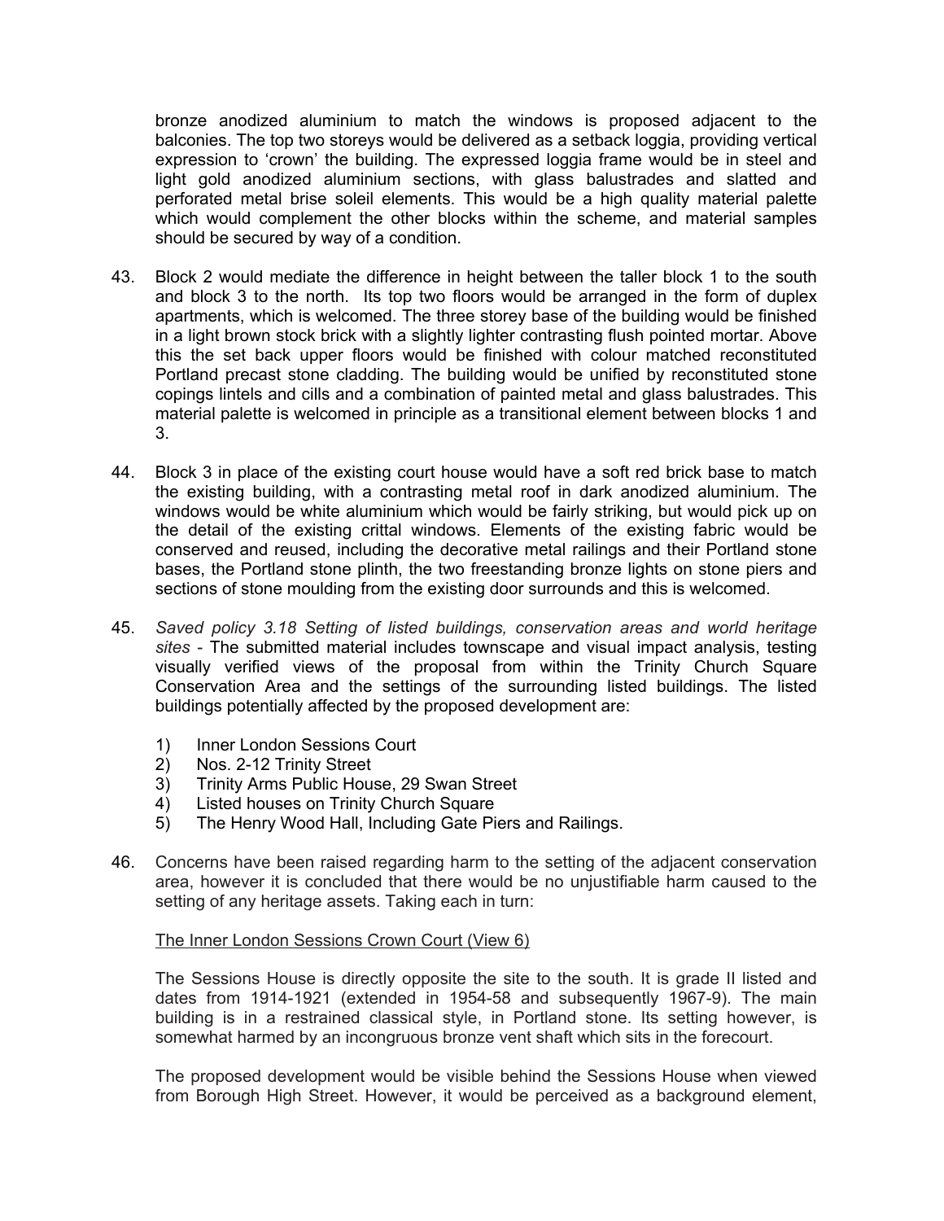bronze anodized aluminium to match the windows is proposed adjacent to the balconies. The top two storeys would be delivered as a setback loggia, providing vertical expression to 'crown' the building. The expressed loggia frame would be in steel and light gold anodized aluminium sections, with glass balustrades and slatted and perforated metal brise soleil elements. This would be a high quality material palette which would complement the other blocks within the scheme, and material samples should be secured by way of a condition.

43. Block 2 would mediate the difference in height between the taller block 1 to the south and block 3 to the north. Its top two floors would be arranged in the form of duplex apartments, which is welcomed. The three storey base of the building would be finished in a light brown stock brick with a slightly lighter contrasting flush pointed mortar. Above this the set back upper floors would be finished with colour matched reconstituted Portland precast stone cladding. The building would be unified by reconstituted stone copings lintels and cills and a combination of painted metal and glass balustrades. This material palette is welcomed in principle as a transitional element between blocks 1 and 3.

44. Block 3 in place of the existing court house would have a soft red brick base to match the existing building, with a contrasting metal roof in dark anodized aluminium. The windows would be white aluminium which would be fairly striking, but would pick up on the detail of the existing crittal windows. Elements of the existing fabric would be conserved and reused, including the decorative metal railings and their Portland stone bases, the Portland stone plinth, the two freestanding bronze lights on stone piers and sections of stone moulding from the existing door surrounds and this is welcomed.

45. *Saved policy 3.18 Setting of listed buildings, conservation areas and world heritage sites* - The submitted material includes townscape and visual impact analysis, testing visually verified views of the proposal from within the Trinity Church Square Conservation Area and the settings of the surrounding listed buildings. The listed buildings potentially affected by the proposed development are:

    1) Inner London Sessions Court
    2) Nos. 2-12 Trinity Street
    3) Trinity Arms Public House, 29 Swan Street
    4) Listed houses on Trinity Church Square
    5) The Henry Wood Hall, Including Gate Piers and Railings.

46. Concerns have been raised regarding harm to the setting of the adjacent conservation area, however it is concluded that there would be no unjustifiable harm caused to the setting of any heritage assets. Taking each in turn:

    <u>The Inner London Sessions Crown Court (View 6)</u>

    The Sessions House is directly opposite the site to the south. It is grade II listed and dates from 1914-1921 (extended in 1954-58 and subsequently 1967-9). The main building is in a restrained classical style, in Portland stone. Its setting however, is somewhat harmed by an incongruous bronze vent shaft which sits in the forecourt.

    The proposed development would be visible behind the Sessions House when viewed from Borough High Street. However, it would be perceived as a background element,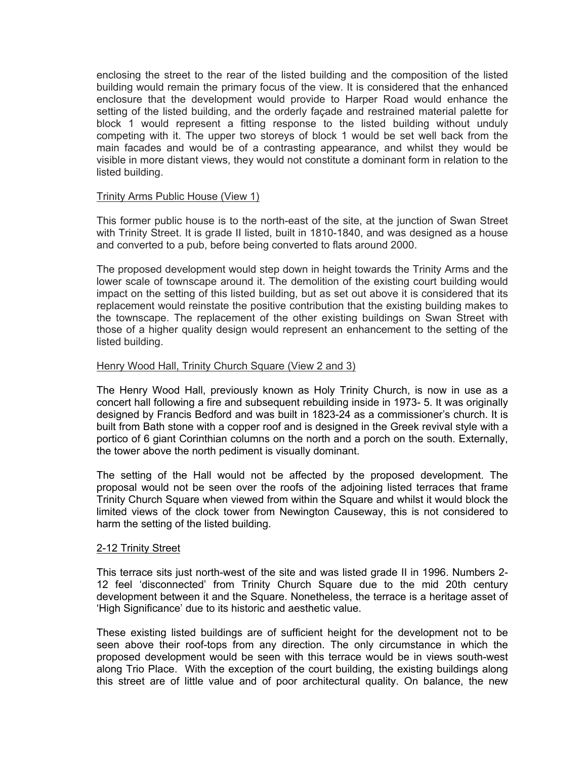enclosing the street to the rear of the listed building and the composition of the listed building would remain the primary focus of the view. It is considered that the enhanced enclosure that the development would provide to Harper Road would enhance the setting of the listed building, and the orderly façade and restrained material palette for block 1 would represent a fitting response to the listed building without unduly competing with it. The upper two storeys of block 1 would be set well back from the main facades and would be of a contrasting appearance, and whilst they would be visible in more distant views, they would not constitute a dominant form in relation to the listed building.

Trinity Arms Public House (View 1)

This former public house is to the north-east of the site, at the junction of Swan Street with Trinity Street. It is grade II listed, built in 1810-1840, and was designed as a house and converted to a pub, before being converted to flats around 2000.

The proposed development would step down in height towards the Trinity Arms and the lower scale of townscape around it. The demolition of the existing court building would impact on the setting of this listed building, but as set out above it is considered that its replacement would reinstate the positive contribution that the existing building makes to the townscape. The replacement of the other existing buildings on Swan Street with those of a higher quality design would represent an enhancement to the setting of the listed building.

Henry Wood Hall, Trinity Church Square (View 2 and 3)

The Henry Wood Hall, previously known as Holy Trinity Church, is now in use as a concert hall following a fire and subsequent rebuilding inside in 1973- 5. It was originally designed by Francis Bedford and was built in 1823-24 as a commissioner's church. It is built from Bath stone with a copper roof and is designed in the Greek revival style with a portico of 6 giant Corinthian columns on the north and a porch on the south. Externally, the tower above the north pediment is visually dominant.

The setting of the Hall would not be affected by the proposed development. The proposal would not be seen over the roofs of the adjoining listed terraces that frame Trinity Church Square when viewed from within the Square and whilst it would block the limited views of the clock tower from Newington Causeway, this is not considered to harm the setting of the listed building.

2-12 Trinity Street

This terrace sits just north-west of the site and was listed grade II in 1996. Numbers 2-12 feel 'disconnected' from Trinity Church Square due to the mid 20th century development between it and the Square. Nonetheless, the terrace is a heritage asset of 'High Significance' due to its historic and aesthetic value.

These existing listed buildings are of sufficient height for the development not to be seen above their roof-tops from any direction. The only circumstance in which the proposed development would be seen with this terrace would be in views south-west along Trio Place. With the exception of the court building, the existing buildings along this street are of little value and of poor architectural quality. On balance, the new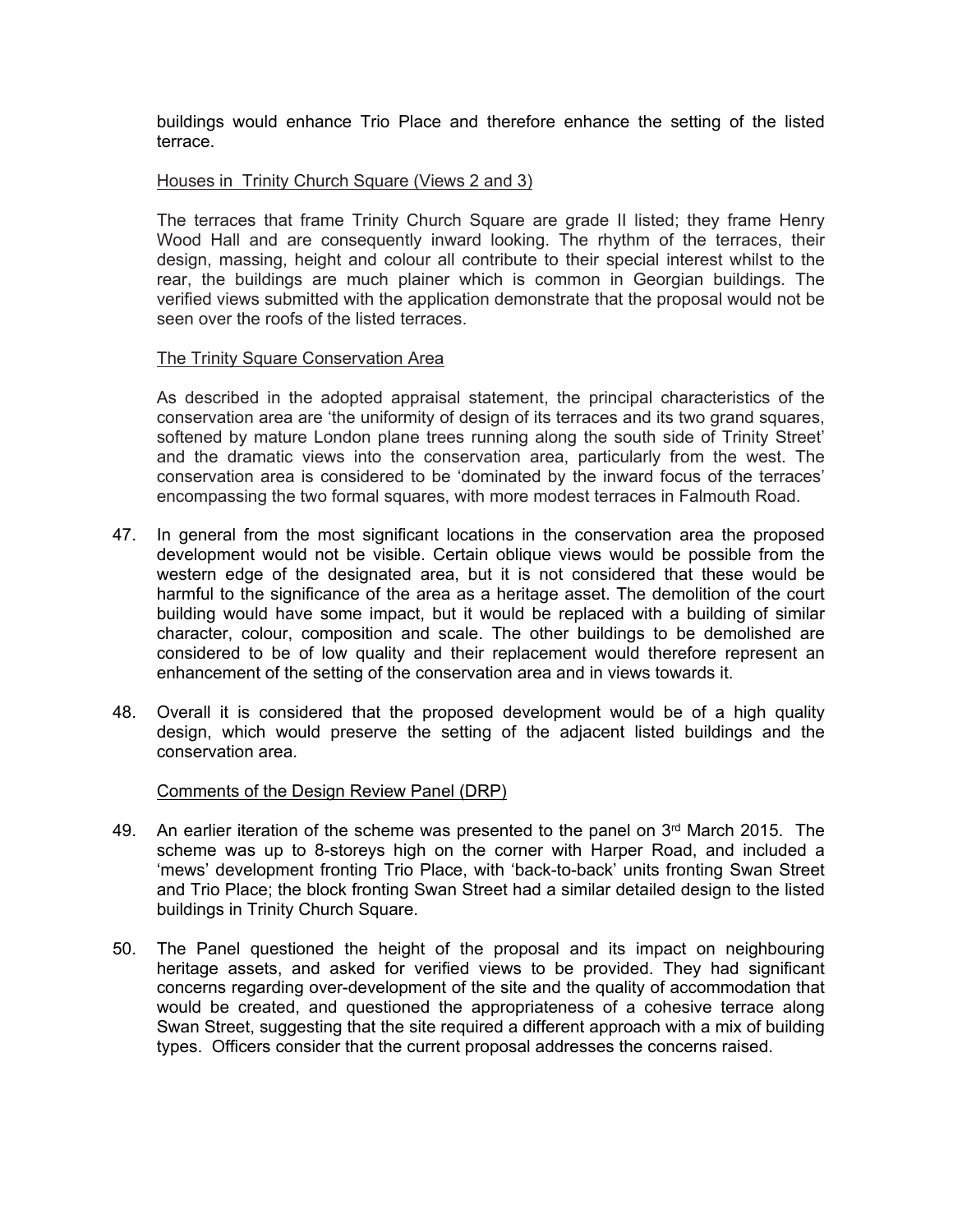buildings would enhance Trio Place and therefore enhance the setting of the listed terrace.

Houses in Trinity Church Square (Views 2 and 3)

The terraces that frame Trinity Church Square are grade II listed; they frame Henry Wood Hall and are consequently inward looking. The rhythm of the terraces, their design, massing, height and colour all contribute to their special interest whilst to the rear, the buildings are much plainer which is common in Georgian buildings. The verified views submitted with the application demonstrate that the proposal would not be seen over the roofs of the listed terraces.

The Trinity Square Conservation Area

As described in the adopted appraisal statement, the principal characteristics of the conservation area are 'the uniformity of design of its terraces and its two grand squares, softened by mature London plane trees running along the south side of Trinity Street' and the dramatic views into the conservation area, particularly from the west. The conservation area is considered to be 'dominated by the inward focus of the terraces' encompassing the two formal squares, with more modest terraces in Falmouth Road.

47. In general from the most significant locations in the conservation area the proposed development would not be visible. Certain oblique views would be possible from the western edge of the designated area, but it is not considered that these would be harmful to the significance of the area as a heritage asset. The demolition of the court building would have some impact, but it would be replaced with a building of similar character, colour, composition and scale. The other buildings to be demolished are considered to be of low quality and their replacement would therefore represent an enhancement of the setting of the conservation area and in views towards it.

48. Overall it is considered that the proposed development would be of a high quality design, which would preserve the setting of the adjacent listed buildings and the conservation area.

Comments of the Design Review Panel (DRP)

49. An earlier iteration of the scheme was presented to the panel on 3rd March 2015. The scheme was up to 8-storeys high on the corner with Harper Road, and included a 'mews' development fronting Trio Place, with 'back-to-back' units fronting Swan Street and Trio Place; the block fronting Swan Street had a similar detailed design to the listed buildings in Trinity Church Square.

50. The Panel questioned the height of the proposal and its impact on neighbouring heritage assets, and asked for verified views to be provided. They had significant concerns regarding over-development of the site and the quality of accommodation that would be created, and questioned the appropriateness of a cohesive terrace along Swan Street, suggesting that the site required a different approach with a mix of building types. Officers consider that the current proposal addresses the concerns raised.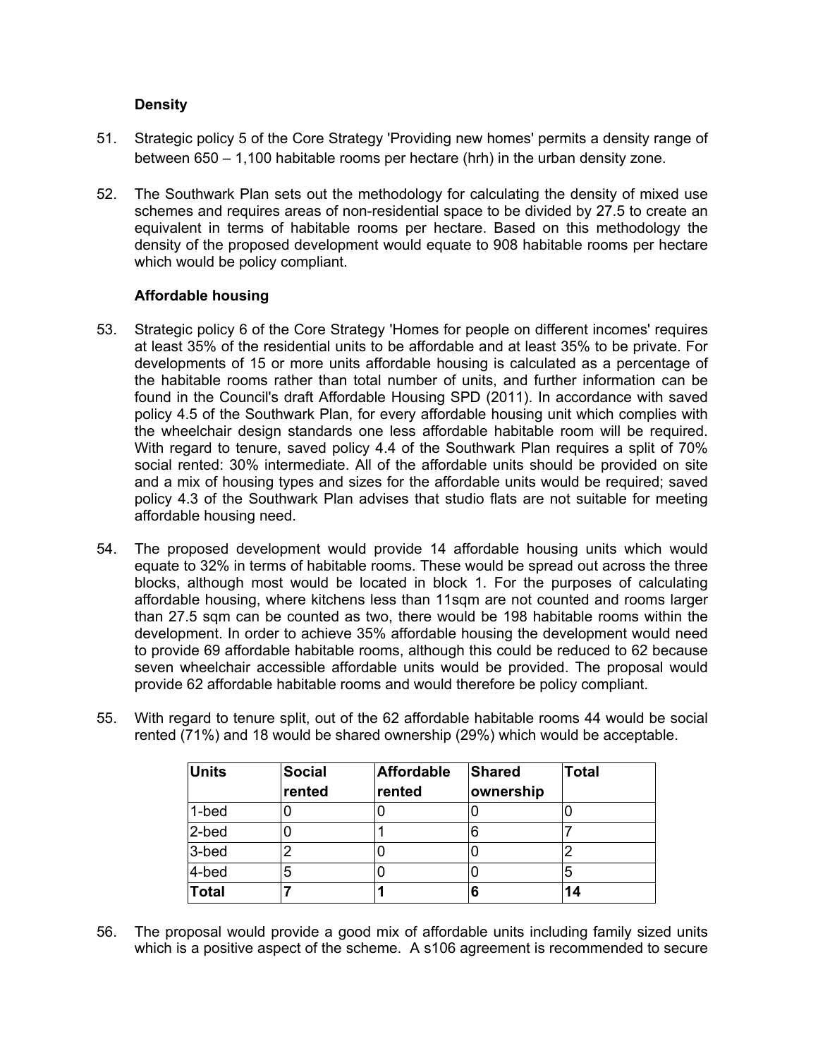### Density

51. Strategic policy 5 of the Core Strategy 'Providing new homes' permits a density range of between 650 – 1,100 habitable rooms per hectare (hrh) in the urban density zone.

52. The Southwark Plan sets out the methodology for calculating the density of mixed use schemes and requires areas of non-residential space to be divided by 27.5 to create an equivalent in terms of habitable rooms per hectare. Based on this methodology the density of the proposed development would equate to 908 habitable rooms per hectare which would be policy compliant.

### Affordable housing

53. Strategic policy 6 of the Core Strategy 'Homes for people on different incomes' requires at least 35% of the residential units to be affordable and at least 35% to be private. For developments of 15 or more units affordable housing is calculated as a percentage of the habitable rooms rather than total number of units, and further information can be found in the Council's draft Affordable Housing SPD (2011). In accordance with saved policy 4.5 of the Southwark Plan, for every affordable housing unit which complies with the wheelchair design standards one less affordable habitable room will be required. With regard to tenure, saved policy 4.4 of the Southwark Plan requires a split of 70% social rented: 30% intermediate. All of the affordable units should be provided on site and a mix of housing types and sizes for the affordable units would be required; saved policy 4.3 of the Southwark Plan advises that studio flats are not suitable for meeting affordable housing need.

54. The proposed development would provide 14 affordable housing units which would equate to 32% in terms of habitable rooms. These would be spread out across the three blocks, although most would be located in block 1. For the purposes of calculating affordable housing, where kitchens less than 11sqm are not counted and rooms larger than 27.5 sqm can be counted as two, there would be 198 habitable rooms within the development. In order to achieve 35% affordable housing the development would need to provide 69 affordable habitable rooms, although this could be reduced to 62 because seven wheelchair accessible affordable units would be provided. The proposal would provide 62 affordable habitable rooms and would therefore be policy compliant.

55. With regard to tenure split, out of the 62 affordable habitable rooms 44 would be social rented (71%) and 18 would be shared ownership (29%) which would be acceptable.

| Units | Social rented | Affordable rented | Shared ownership | Total |
|---|---|---|---|---|
| 1-bed | 0 | 0 | 0 | 0 |
| 2-bed | 0 | 1 | 6 | 7 |
| 3-bed | 2 | 0 | 0 | 2 |
| 4-bed | 5 | 0 | 0 | 5 |
| **Total** | **7** | **1** | **6** | **14** |

56. The proposal would provide a good mix of affordable units including family sized units which is a positive aspect of the scheme. A s106 agreement is recommended to secure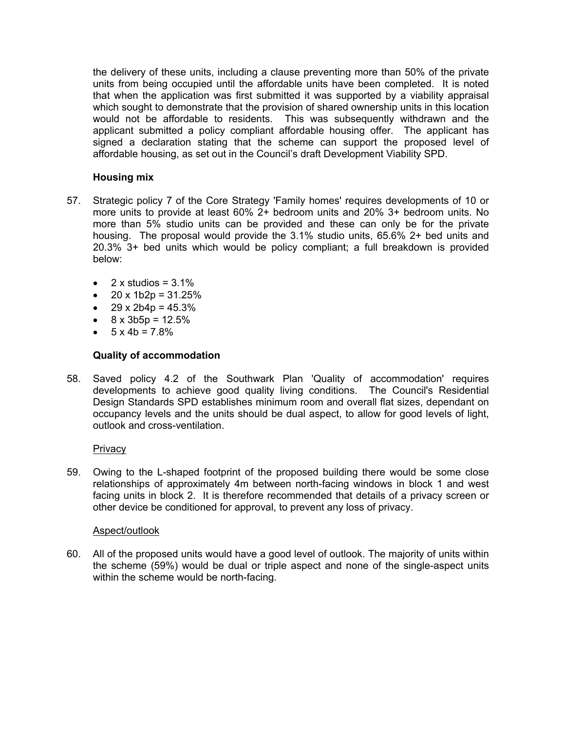the delivery of these units, including a clause preventing more than 50% of the private units from being occupied until the affordable units have been completed. It is noted that when the application was first submitted it was supported by a viability appraisal which sought to demonstrate that the provision of shared ownership units in this location would not be affordable to residents. This was subsequently withdrawn and the applicant submitted a policy compliant affordable housing offer. The applicant has signed a declaration stating that the scheme can support the proposed level of affordable housing, as set out in the Council's draft Development Viability SPD.

**Housing mix**

57. Strategic policy 7 of the Core Strategy 'Family homes' requires developments of 10 or more units to provide at least 60% 2+ bedroom units and 20% 3+ bedroom units. No more than 5% studio units can be provided and these can only be for the private housing. The proposal would provide the 3.1% studio units, 65.6% 2+ bed units and 20.3% 3+ bed units which would be policy compliant; a full breakdown is provided below:

- 2 x studios = 3.1%
- 20 x 1b2p = 31.25%
- 29 x 2b4p = 45.3%
- 8 x 3b5p = 12.5%
- 5 x 4b = 7.8%

**Quality of accommodation**

58. Saved policy 4.2 of the Southwark Plan 'Quality of accommodation' requires developments to achieve good quality living conditions. The Council's Residential Design Standards SPD establishes minimum room and overall flat sizes, dependant on occupancy levels and the units should be dual aspect, to allow for good levels of light, outlook and cross-ventilation.

<u>Privacy</u>

59. Owing to the L-shaped footprint of the proposed building there would be some close relationships of approximately 4m between north-facing windows in block 1 and west facing units in block 2. It is therefore recommended that details of a privacy screen or other device be conditioned for approval, to prevent any loss of privacy.

<u>Aspect/outlook</u>

60. All of the proposed units would have a good level of outlook. The majority of units within the scheme (59%) would be dual or triple aspect and none of the single-aspect units within the scheme would be north-facing.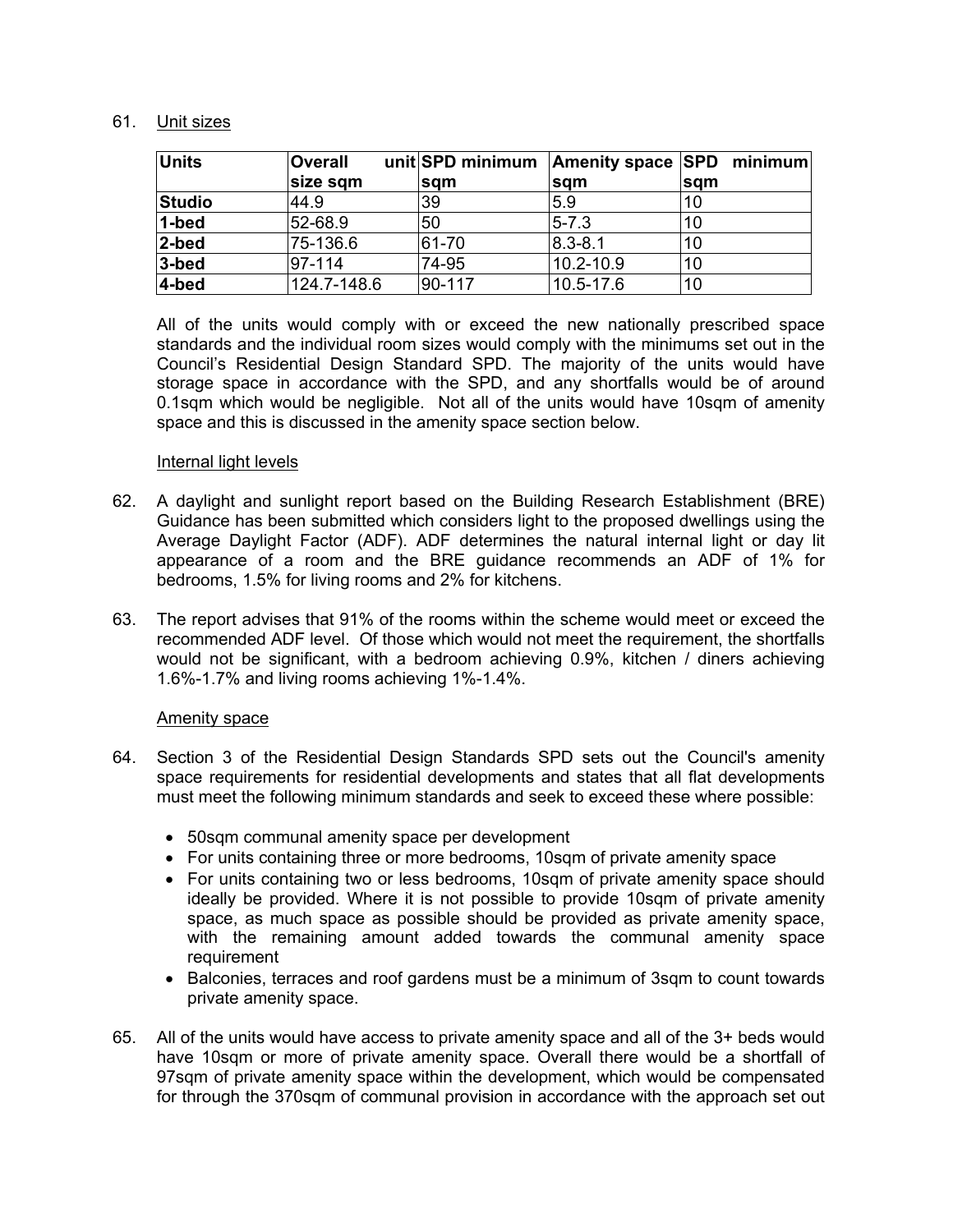61. Unit sizes

| Units | Overall unit size sqm | SPD minimum sqm | Amenity space sqm | SPD minimum sqm |
|---|---|---|---|---|
| **Studio** | 44.9 | 39 | 5.9 | 10 |
| **1-bed** | 52-68.9 | 50 | 5-7.3 | 10 |
| **2-bed** | 75-136.6 | 61-70 | 8.3-8.1 | 10 |
| **3-bed** | 97-114 | 74-95 | 10.2-10.9 | 10 |
| **4-bed** | 124.7-148.6 | 90-117 | 10.5-17.6 | 10 |

All of the units would comply with or exceed the new nationally prescribed space standards and the individual room sizes would comply with the minimums set out in the Council's Residential Design Standard SPD. The majority of the units would have storage space in accordance with the SPD, and any shortfalls would be of around 0.1sqm which would be negligible. Not all of the units would have 10sqm of amenity space and this is discussed in the amenity space section below.

Internal light levels

62. A daylight and sunlight report based on the Building Research Establishment (BRE) Guidance has been submitted which considers light to the proposed dwellings using the Average Daylight Factor (ADF). ADF determines the natural internal light or day lit appearance of a room and the BRE guidance recommends an ADF of 1% for bedrooms, 1.5% for living rooms and 2% for kitchens.

63. The report advises that 91% of the rooms within the scheme would meet or exceed the recommended ADF level. Of those which would not meet the requirement, the shortfalls would not be significant, with a bedroom achieving 0.9%, kitchen / diners achieving 1.6%-1.7% and living rooms achieving 1%-1.4%.

Amenity space

64. Section 3 of the Residential Design Standards SPD sets out the Council's amenity space requirements for residential developments and states that all flat developments must meet the following minimum standards and seek to exceed these where possible:

- 50sqm communal amenity space per development
- For units containing three or more bedrooms, 10sqm of private amenity space
- For units containing two or less bedrooms, 10sqm of private amenity space should ideally be provided. Where it is not possible to provide 10sqm of private amenity space, as much space as possible should be provided as private amenity space, with the remaining amount added towards the communal amenity space requirement
- Balconies, terraces and roof gardens must be a minimum of 3sqm to count towards private amenity space.

65. All of the units would have access to private amenity space and all of the 3+ beds would have 10sqm or more of private amenity space. Overall there would be a shortfall of 97sqm of private amenity space within the development, which would be compensated for through the 370sqm of communal provision in accordance with the approach set out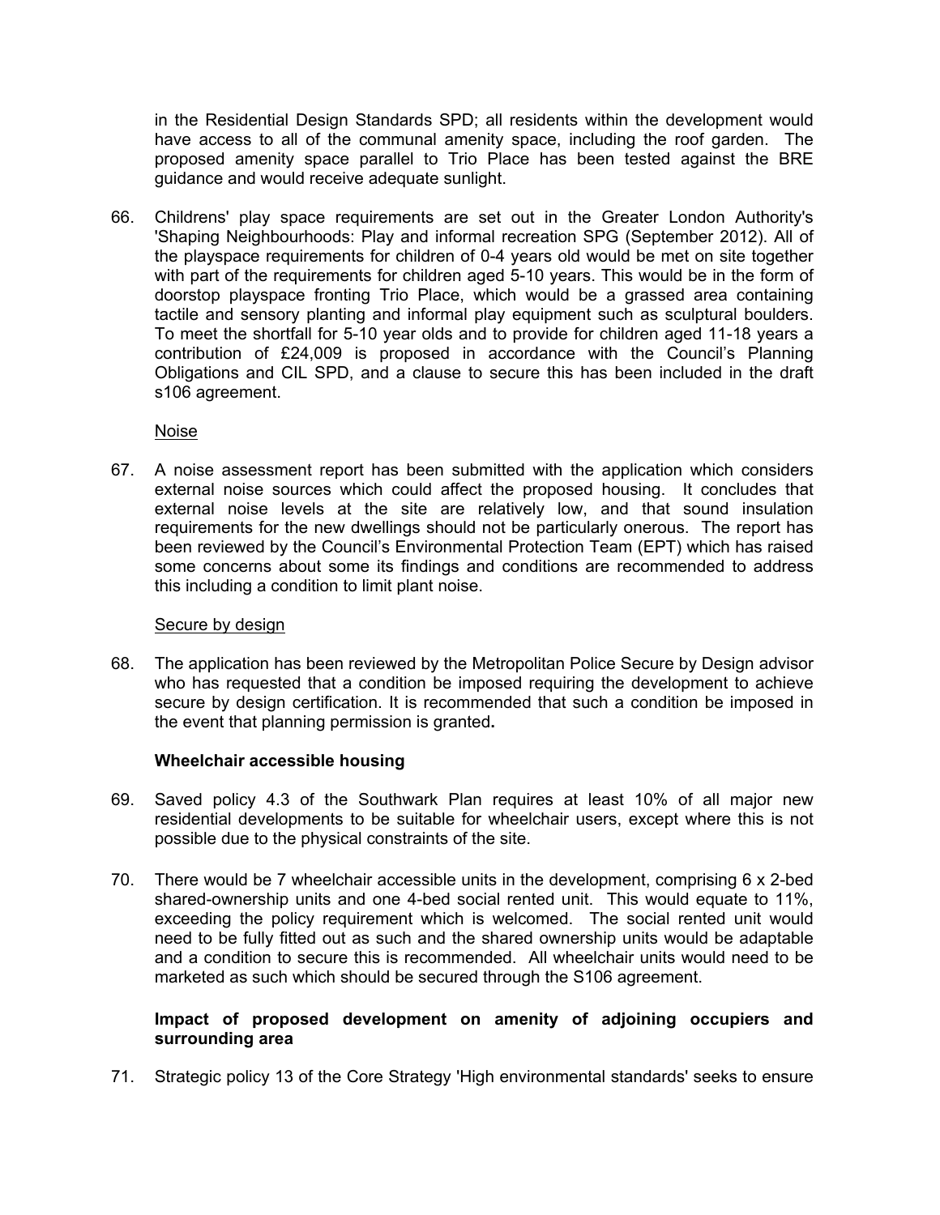in the Residential Design Standards SPD; all residents within the development would have access to all of the communal amenity space, including the roof garden. The proposed amenity space parallel to Trio Place has been tested against the BRE guidance and would receive adequate sunlight.

66. Childrens' play space requirements are set out in the Greater London Authority's 'Shaping Neighbourhoods: Play and informal recreation SPG (September 2012). All of the playspace requirements for children of 0-4 years old would be met on site together with part of the requirements for children aged 5-10 years. This would be in the form of doorstop playspace fronting Trio Place, which would be a grassed area containing tactile and sensory planting and informal play equipment such as sculptural boulders. To meet the shortfall for 5-10 year olds and to provide for children aged 11-18 years a contribution of £24,009 is proposed in accordance with the Council's Planning Obligations and CIL SPD, and a clause to secure this has been included in the draft s106 agreement.

<u>Noise</u>

67. A noise assessment report has been submitted with the application which considers external noise sources which could affect the proposed housing. It concludes that external noise levels at the site are relatively low, and that sound insulation requirements for the new dwellings should not be particularly onerous. The report has been reviewed by the Council's Environmental Protection Team (EPT) which has raised some concerns about some its findings and conditions are recommended to address this including a condition to limit plant noise.

<u>Secure by design</u>

68. The application has been reviewed by the Metropolitan Police Secure by Design advisor who has requested that a condition be imposed requiring the development to achieve secure by design certification. It is recommended that such a condition be imposed in the event that planning permission is granted**.**

**Wheelchair accessible housing**

69. Saved policy 4.3 of the Southwark Plan requires at least 10% of all major new residential developments to be suitable for wheelchair users, except where this is not possible due to the physical constraints of the site.

70. There would be 7 wheelchair accessible units in the development, comprising 6 x 2-bed shared-ownership units and one 4-bed social rented unit. This would equate to 11%, exceeding the policy requirement which is welcomed. The social rented unit would need to be fully fitted out as such and the shared ownership units would be adaptable and a condition to secure this is recommended. All wheelchair units would need to be marketed as such which should be secured through the S106 agreement.

**Impact of proposed development on amenity of adjoining occupiers and surrounding area**

71. Strategic policy 13 of the Core Strategy 'High environmental standards' seeks to ensure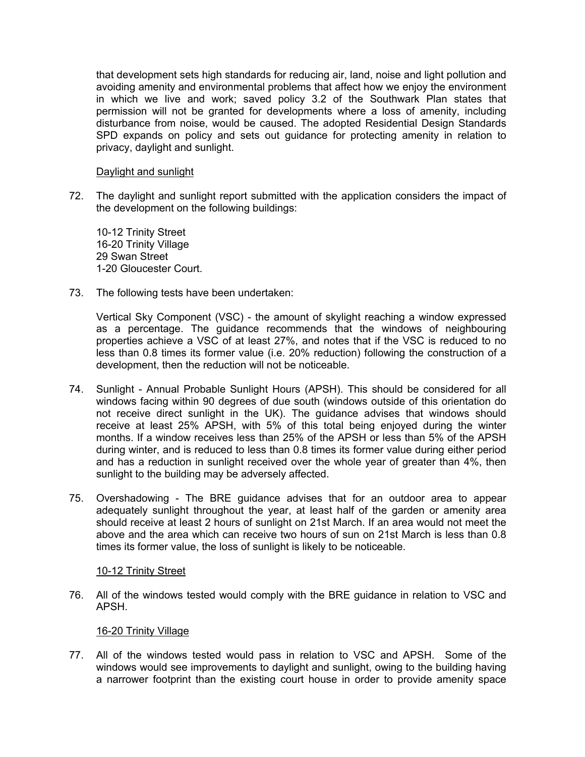that development sets high standards for reducing air, land, noise and light pollution and avoiding amenity and environmental problems that affect how we enjoy the environment in which we live and work; saved policy 3.2 of the Southwark Plan states that permission will not be granted for developments where a loss of amenity, including disturbance from noise, would be caused. The adopted Residential Design Standards SPD expands on policy and sets out guidance for protecting amenity in relation to privacy, daylight and sunlight.

Daylight and sunlight

72. The daylight and sunlight report submitted with the application considers the impact of the development on the following buildings:

 10-12 Trinity Street
 16-20 Trinity Village
 29 Swan Street
 1-20 Gloucester Court.

73. The following tests have been undertaken:

 Vertical Sky Component (VSC) - the amount of skylight reaching a window expressed as a percentage. The guidance recommends that the windows of neighbouring properties achieve a VSC of at least 27%, and notes that if the VSC is reduced to no less than 0.8 times its former value (i.e. 20% reduction) following the construction of a development, then the reduction will not be noticeable.

74. Sunlight - Annual Probable Sunlight Hours (APSH). This should be considered for all windows facing within 90 degrees of due south (windows outside of this orientation do not receive direct sunlight in the UK). The guidance advises that windows should receive at least 25% APSH, with 5% of this total being enjoyed during the winter months. If a window receives less than 25% of the APSH or less than 5% of the APSH during winter, and is reduced to less than 0.8 times its former value during either period and has a reduction in sunlight received over the whole year of greater than 4%, then sunlight to the building may be adversely affected.

75. Overshadowing - The BRE guidance advises that for an outdoor area to appear adequately sunlight throughout the year, at least half of the garden or amenity area should receive at least 2 hours of sunlight on 21st March. If an area would not meet the above and the area which can receive two hours of sun on 21st March is less than 0.8 times its former value, the loss of sunlight is likely to be noticeable.

10-12 Trinity Street

76. All of the windows tested would comply with the BRE guidance in relation to VSC and APSH.

16-20 Trinity Village

77. All of the windows tested would pass in relation to VSC and APSH. Some of the windows would see improvements to daylight and sunlight, owing to the building having a narrower footprint than the existing court house in order to provide amenity space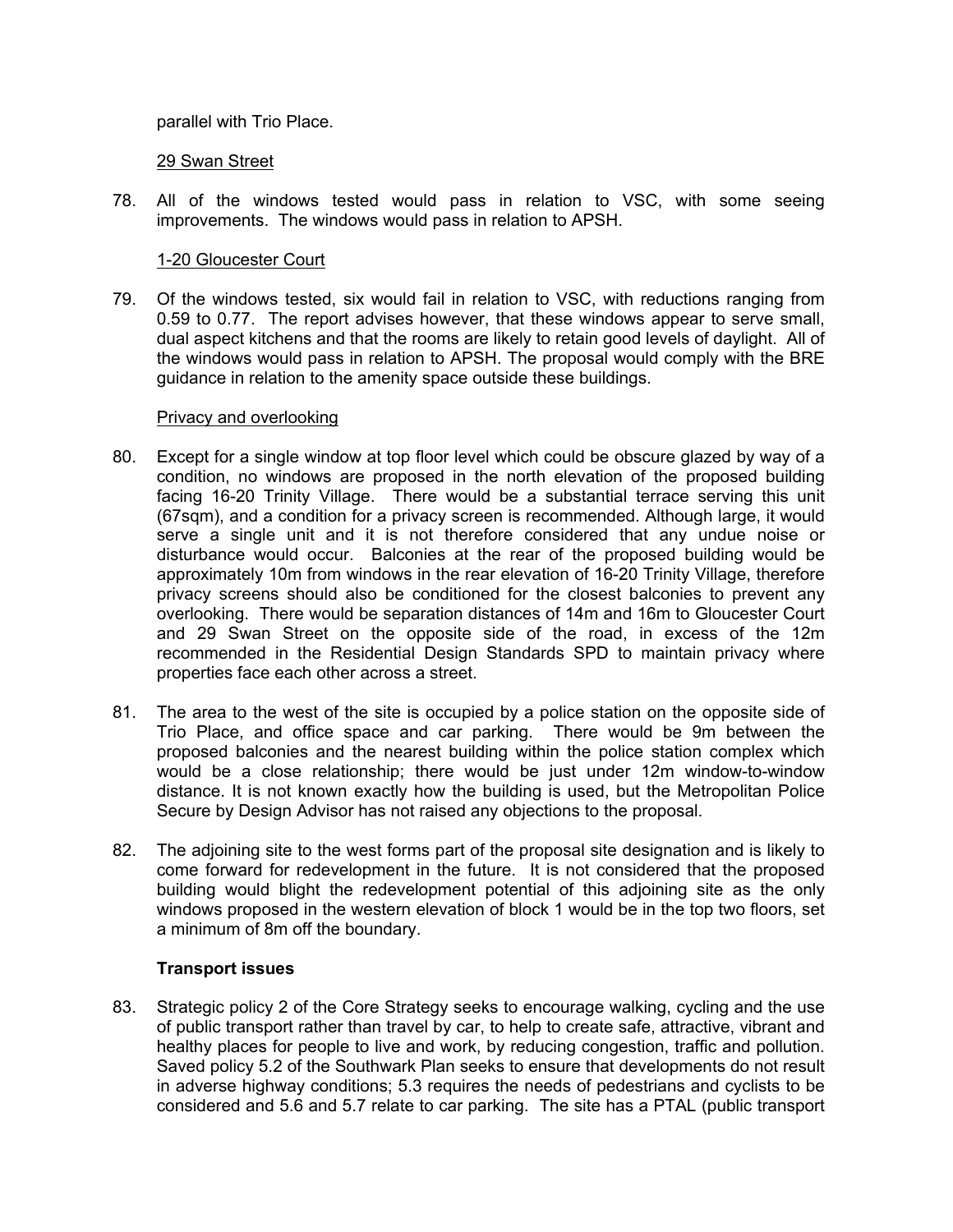parallel with Trio Place.

29 Swan Street

78. All of the windows tested would pass in relation to VSC, with some seeing improvements. The windows would pass in relation to APSH.

1-20 Gloucester Court

79. Of the windows tested, six would fail in relation to VSC, with reductions ranging from 0.59 to 0.77. The report advises however, that these windows appear to serve small, dual aspect kitchens and that the rooms are likely to retain good levels of daylight. All of the windows would pass in relation to APSH. The proposal would comply with the BRE guidance in relation to the amenity space outside these buildings.

Privacy and overlooking

80. Except for a single window at top floor level which could be obscure glazed by way of a condition, no windows are proposed in the north elevation of the proposed building facing 16-20 Trinity Village. There would be a substantial terrace serving this unit (67sqm), and a condition for a privacy screen is recommended. Although large, it would serve a single unit and it is not therefore considered that any undue noise or disturbance would occur. Balconies at the rear of the proposed building would be approximately 10m from windows in the rear elevation of 16-20 Trinity Village, therefore privacy screens should also be conditioned for the closest balconies to prevent any overlooking. There would be separation distances of 14m and 16m to Gloucester Court and 29 Swan Street on the opposite side of the road, in excess of the 12m recommended in the Residential Design Standards SPD to maintain privacy where properties face each other across a street.

81. The area to the west of the site is occupied by a police station on the opposite side of Trio Place, and office space and car parking. There would be 9m between the proposed balconies and the nearest building within the police station complex which would be a close relationship; there would be just under 12m window-to-window distance. It is not known exactly how the building is used, but the Metropolitan Police Secure by Design Advisor has not raised any objections to the proposal.

82. The adjoining site to the west forms part of the proposal site designation and is likely to come forward for redevelopment in the future. It is not considered that the proposed building would blight the redevelopment potential of this adjoining site as the only windows proposed in the western elevation of block 1 would be in the top two floors, set a minimum of 8m off the boundary.

**Transport issues**

83. Strategic policy 2 of the Core Strategy seeks to encourage walking, cycling and the use of public transport rather than travel by car, to help to create safe, attractive, vibrant and healthy places for people to live and work, by reducing congestion, traffic and pollution. Saved policy 5.2 of the Southwark Plan seeks to ensure that developments do not result in adverse highway conditions; 5.3 requires the needs of pedestrians and cyclists to be considered and 5.6 and 5.7 relate to car parking. The site has a PTAL (public transport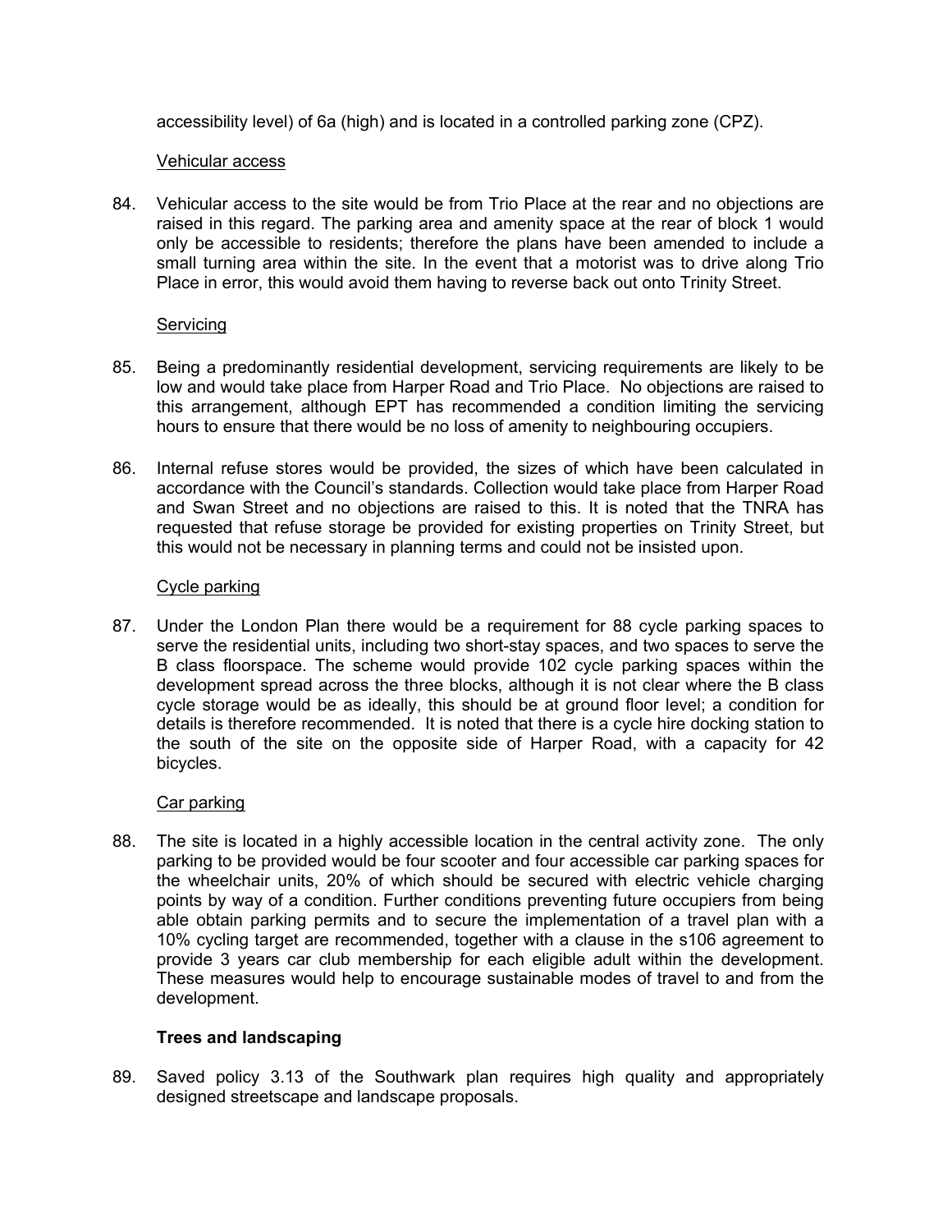accessibility level) of 6a (high) and is located in a controlled parking zone (CPZ).

Vehicular access

84. Vehicular access to the site would be from Trio Place at the rear and no objections are raised in this regard. The parking area and amenity space at the rear of block 1 would only be accessible to residents; therefore the plans have been amended to include a small turning area within the site. In the event that a motorist was to drive along Trio Place in error, this would avoid them having to reverse back out onto Trinity Street.

Servicing

85. Being a predominantly residential development, servicing requirements are likely to be low and would take place from Harper Road and Trio Place. No objections are raised to this arrangement, although EPT has recommended a condition limiting the servicing hours to ensure that there would be no loss of amenity to neighbouring occupiers.

86. Internal refuse stores would be provided, the sizes of which have been calculated in accordance with the Council's standards. Collection would take place from Harper Road and Swan Street and no objections are raised to this. It is noted that the TNRA has requested that refuse storage be provided for existing properties on Trinity Street, but this would not be necessary in planning terms and could not be insisted upon.

Cycle parking

87. Under the London Plan there would be a requirement for 88 cycle parking spaces to serve the residential units, including two short-stay spaces, and two spaces to serve the B class floorspace. The scheme would provide 102 cycle parking spaces within the development spread across the three blocks, although it is not clear where the B class cycle storage would be as ideally, this should be at ground floor level; a condition for details is therefore recommended. It is noted that there is a cycle hire docking station to the south of the site on the opposite side of Harper Road, with a capacity for 42 bicycles.

Car parking

88. The site is located in a highly accessible location in the central activity zone. The only parking to be provided would be four scooter and four accessible car parking spaces for the wheelchair units, 20% of which should be secured with electric vehicle charging points by way of a condition. Further conditions preventing future occupiers from being able obtain parking permits and to secure the implementation of a travel plan with a 10% cycling target are recommended, together with a clause in the s106 agreement to provide 3 years car club membership for each eligible adult within the development. These measures would help to encourage sustainable modes of travel to and from the development.

**Trees and landscaping**

89. Saved policy 3.13 of the Southwark plan requires high quality and appropriately designed streetscape and landscape proposals.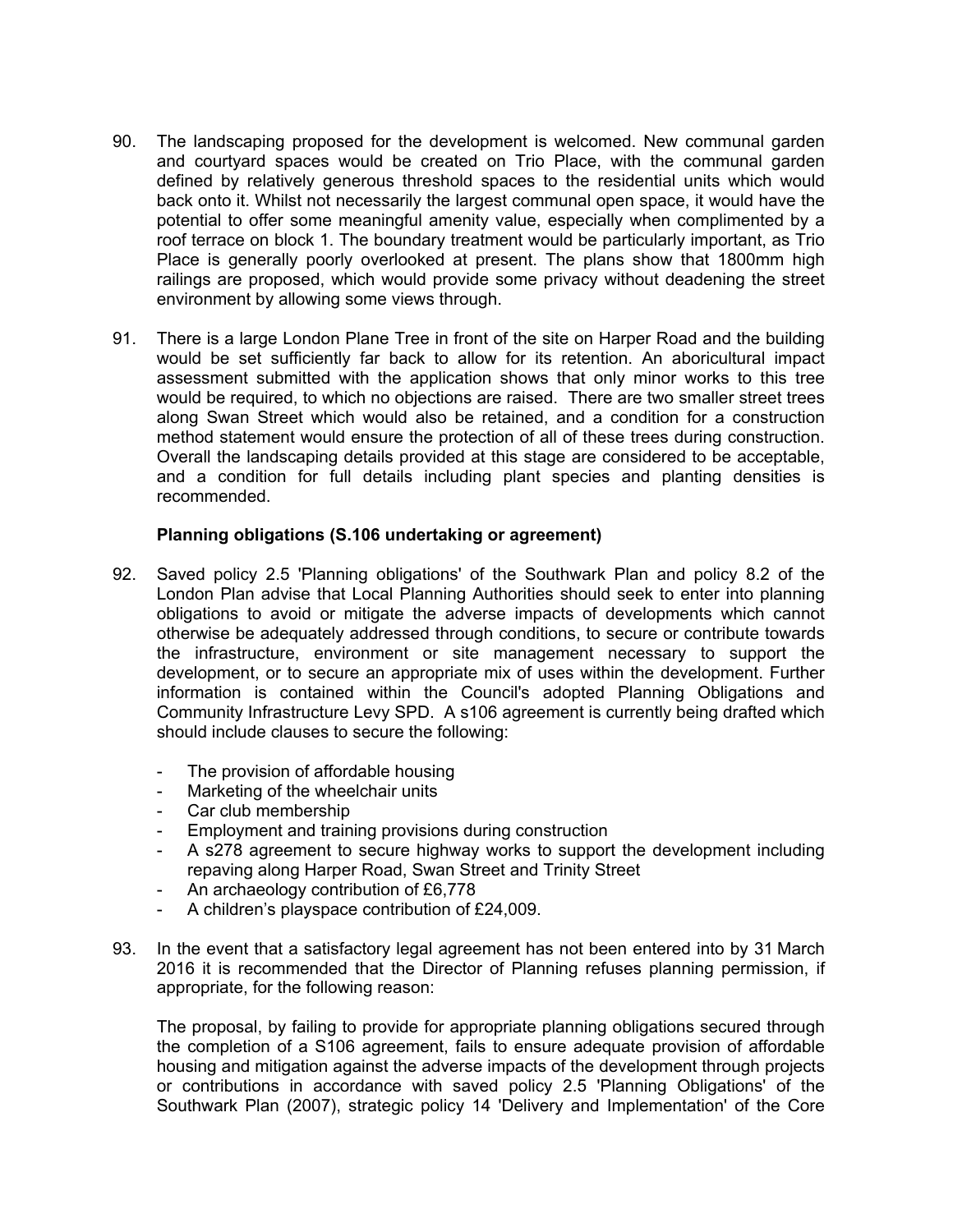90. The landscaping proposed for the development is welcomed. New communal garden and courtyard spaces would be created on Trio Place, with the communal garden defined by relatively generous threshold spaces to the residential units which would back onto it. Whilst not necessarily the largest communal open space, it would have the potential to offer some meaningful amenity value, especially when complimented by a roof terrace on block 1. The boundary treatment would be particularly important, as Trio Place is generally poorly overlooked at present. The plans show that 1800mm high railings are proposed, which would provide some privacy without deadening the street environment by allowing some views through.

91. There is a large London Plane Tree in front of the site on Harper Road and the building would be set sufficiently far back to allow for its retention. An aboricultural impact assessment submitted with the application shows that only minor works to this tree would be required, to which no objections are raised. There are two smaller street trees along Swan Street which would also be retained, and a condition for a construction method statement would ensure the protection of all of these trees during construction. Overall the landscaping details provided at this stage are considered to be acceptable, and a condition for full details including plant species and planting densities is recommended.

**Planning obligations (S.106 undertaking or agreement)**

92. Saved policy 2.5 'Planning obligations' of the Southwark Plan and policy 8.2 of the London Plan advise that Local Planning Authorities should seek to enter into planning obligations to avoid or mitigate the adverse impacts of developments which cannot otherwise be adequately addressed through conditions, to secure or contribute towards the infrastructure, environment or site management necessary to support the development, or to secure an appropriate mix of uses within the development. Further information is contained within the Council's adopted Planning Obligations and Community Infrastructure Levy SPD. A s106 agreement is currently being drafted which should include clauses to secure the following:

   - The provision of affordable housing
   - Marketing of the wheelchair units
   - Car club membership
   - Employment and training provisions during construction
   - A s278 agreement to secure highway works to support the development including repaving along Harper Road, Swan Street and Trinity Street
   - An archaeology contribution of £6,778
   - A children's playspace contribution of £24,009.

93. In the event that a satisfactory legal agreement has not been entered into by 31 March 2016 it is recommended that the Director of Planning refuses planning permission, if appropriate, for the following reason:

   The proposal, by failing to provide for appropriate planning obligations secured through the completion of a S106 agreement, fails to ensure adequate provision of affordable housing and mitigation against the adverse impacts of the development through projects or contributions in accordance with saved policy 2.5 'Planning Obligations' of the Southwark Plan (2007), strategic policy 14 'Delivery and Implementation' of the Core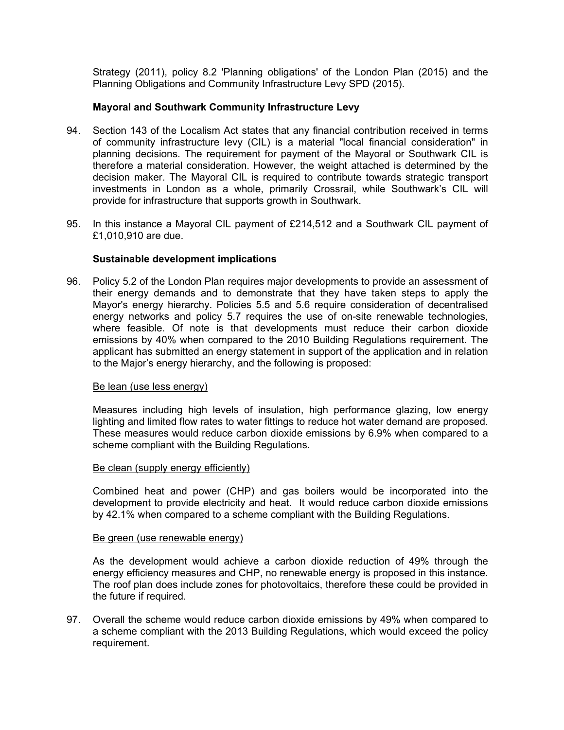Strategy (2011), policy 8.2 'Planning obligations' of the London Plan (2015) and the Planning Obligations and Community Infrastructure Levy SPD (2015).

**Mayoral and Southwark Community Infrastructure Levy**

94. Section 143 of the Localism Act states that any financial contribution received in terms of community infrastructure levy (CIL) is a material "local financial consideration" in planning decisions. The requirement for payment of the Mayoral or Southwark CIL is therefore a material consideration. However, the weight attached is determined by the decision maker. The Mayoral CIL is required to contribute towards strategic transport investments in London as a whole, primarily Crossrail, while Southwark's CIL will provide for infrastructure that supports growth in Southwark.

95. In this instance a Mayoral CIL payment of £214,512 and a Southwark CIL payment of £1,010,910 are due.

**Sustainable development implications**

96. Policy 5.2 of the London Plan requires major developments to provide an assessment of their energy demands and to demonstrate that they have taken steps to apply the Mayor's energy hierarchy. Policies 5.5 and 5.6 require consideration of decentralised energy networks and policy 5.7 requires the use of on-site renewable technologies, where feasible. Of note is that developments must reduce their carbon dioxide emissions by 40% when compared to the 2010 Building Regulations requirement. The applicant has submitted an energy statement in support of the application and in relation to the Major's energy hierarchy, and the following is proposed:

    Be lean (use less energy)

    Measures including high levels of insulation, high performance glazing, low energy lighting and limited flow rates to water fittings to reduce hot water demand are proposed. These measures would reduce carbon dioxide emissions by 6.9% when compared to a scheme compliant with the Building Regulations.

    Be clean (supply energy efficiently)

    Combined heat and power (CHP) and gas boilers would be incorporated into the development to provide electricity and heat. It would reduce carbon dioxide emissions by 42.1% when compared to a scheme compliant with the Building Regulations.

    Be green (use renewable energy)

    As the development would achieve a carbon dioxide reduction of 49% through the energy efficiency measures and CHP, no renewable energy is proposed in this instance. The roof plan does include zones for photovoltaics, therefore these could be provided in the future if required.

97. Overall the scheme would reduce carbon dioxide emissions by 49% when compared to a scheme compliant with the 2013 Building Regulations, which would exceed the policy requirement.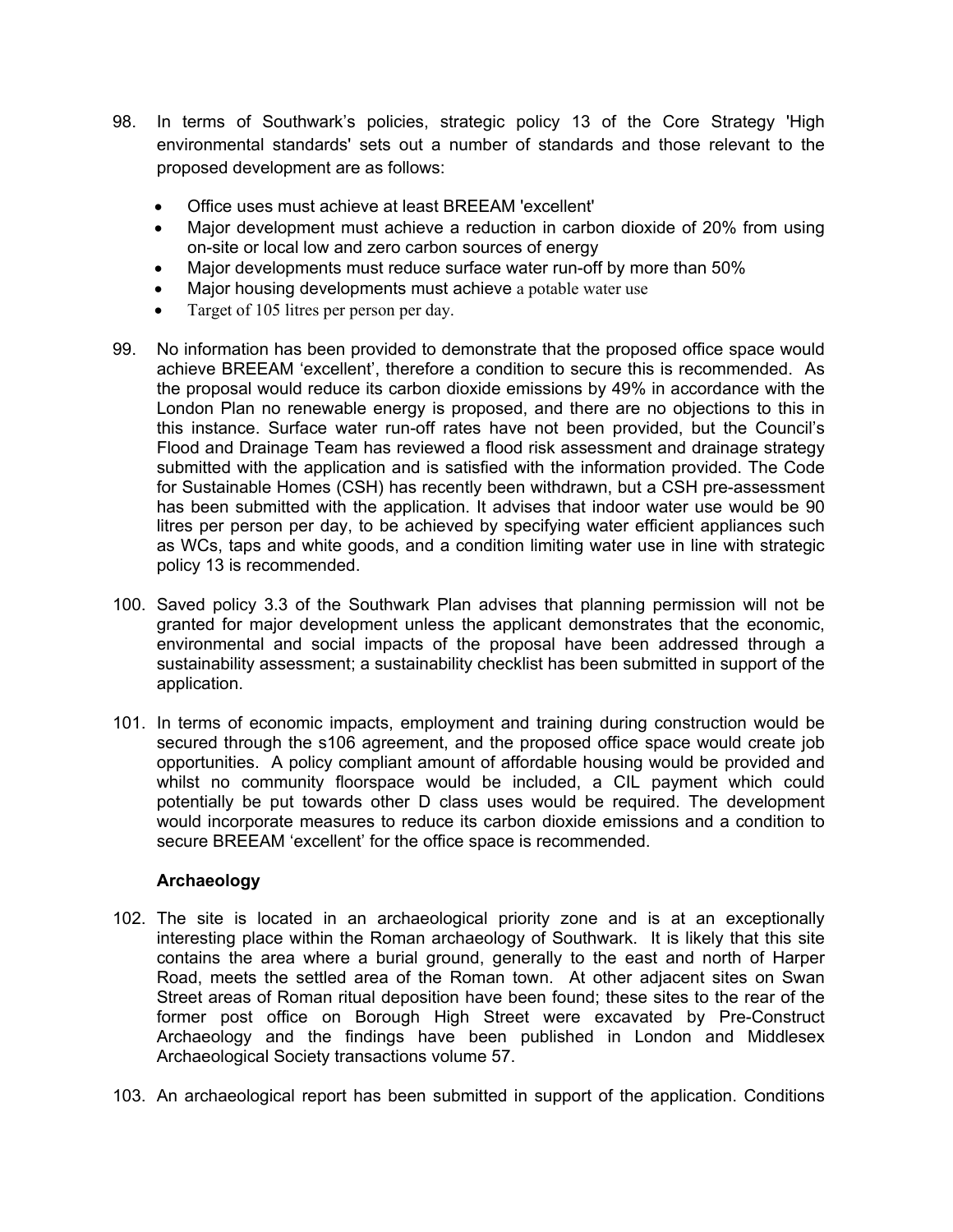98. In terms of Southwark's policies, strategic policy 13 of the Core Strategy 'High environmental standards' sets out a number of standards and those relevant to the proposed development are as follows:

- Office uses must achieve at least BREEAM 'excellent'
- Major development must achieve a reduction in carbon dioxide of 20% from using on-site or local low and zero carbon sources of energy
- Major developments must reduce surface water run-off by more than 50%
- Major housing developments must achieve a potable water use
- Target of 105 litres per person per day.

99. No information has been provided to demonstrate that the proposed office space would achieve BREEAM 'excellent', therefore a condition to secure this is recommended. As the proposal would reduce its carbon dioxide emissions by 49% in accordance with the London Plan no renewable energy is proposed, and there are no objections to this in this instance. Surface water run-off rates have not been provided, but the Council's Flood and Drainage Team has reviewed a flood risk assessment and drainage strategy submitted with the application and is satisfied with the information provided. The Code for Sustainable Homes (CSH) has recently been withdrawn, but a CSH pre-assessment has been submitted with the application. It advises that indoor water use would be 90 litres per person per day, to be achieved by specifying water efficient appliances such as WCs, taps and white goods, and a condition limiting water use in line with strategic policy 13 is recommended.

100. Saved policy 3.3 of the Southwark Plan advises that planning permission will not be granted for major development unless the applicant demonstrates that the economic, environmental and social impacts of the proposal have been addressed through a sustainability assessment; a sustainability checklist has been submitted in support of the application.

101. In terms of economic impacts, employment and training during construction would be secured through the s106 agreement, and the proposed office space would create job opportunities. A policy compliant amount of affordable housing would be provided and whilst no community floorspace would be included, a CIL payment which could potentially be put towards other D class uses would be required. The development would incorporate measures to reduce its carbon dioxide emissions and a condition to secure BREEAM 'excellent' for the office space is recommended.

**Archaeology**

102. The site is located in an archaeological priority zone and is at an exceptionally interesting place within the Roman archaeology of Southwark. It is likely that this site contains the area where a burial ground, generally to the east and north of Harper Road, meets the settled area of the Roman town. At other adjacent sites on Swan Street areas of Roman ritual deposition have been found; these sites to the rear of the former post office on Borough High Street were excavated by Pre-Construct Archaeology and the findings have been published in London and Middlesex Archaeological Society transactions volume 57.

103. An archaeological report has been submitted in support of the application. Conditions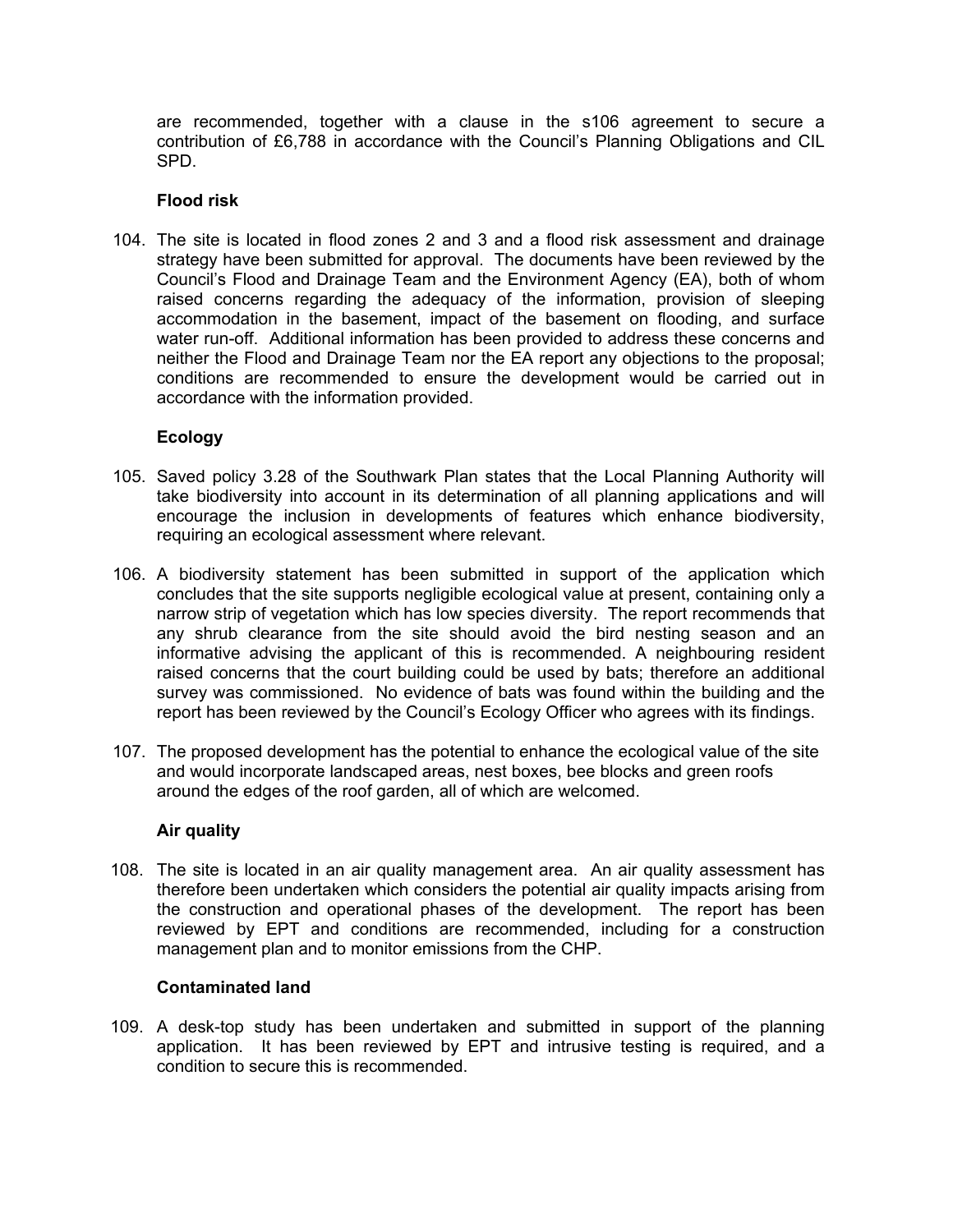are recommended, together with a clause in the s106 agreement to secure a contribution of £6,788 in accordance with the Council's Planning Obligations and CIL SPD.

**Flood risk**

104. The site is located in flood zones 2 and 3 and a flood risk assessment and drainage strategy have been submitted for approval. The documents have been reviewed by the Council's Flood and Drainage Team and the Environment Agency (EA), both of whom raised concerns regarding the adequacy of the information, provision of sleeping accommodation in the basement, impact of the basement on flooding, and surface water run-off. Additional information has been provided to address these concerns and neither the Flood and Drainage Team nor the EA report any objections to the proposal; conditions are recommended to ensure the development would be carried out in accordance with the information provided.

**Ecology**

105. Saved policy 3.28 of the Southwark Plan states that the Local Planning Authority will take biodiversity into account in its determination of all planning applications and will encourage the inclusion in developments of features which enhance biodiversity, requiring an ecological assessment where relevant.

106. A biodiversity statement has been submitted in support of the application which concludes that the site supports negligible ecological value at present, containing only a narrow strip of vegetation which has low species diversity. The report recommends that any shrub clearance from the site should avoid the bird nesting season and an informative advising the applicant of this is recommended. A neighbouring resident raised concerns that the court building could be used by bats; therefore an additional survey was commissioned. No evidence of bats was found within the building and the report has been reviewed by the Council's Ecology Officer who agrees with its findings.

107. The proposed development has the potential to enhance the ecological value of the site and would incorporate landscaped areas, nest boxes, bee blocks and green roofs around the edges of the roof garden, all of which are welcomed.

**Air quality**

108. The site is located in an air quality management area. An air quality assessment has therefore been undertaken which considers the potential air quality impacts arising from the construction and operational phases of the development. The report has been reviewed by EPT and conditions are recommended, including for a construction management plan and to monitor emissions from the CHP.

**Contaminated land**

109. A desk-top study has been undertaken and submitted in support of the planning application. It has been reviewed by EPT and intrusive testing is required, and a condition to secure this is recommended.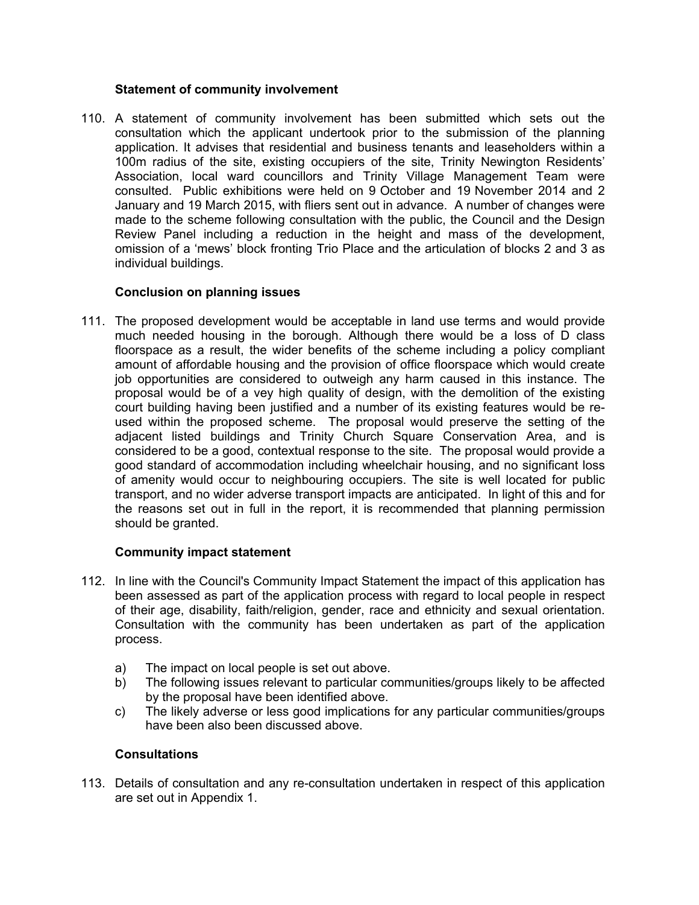**Statement of community involvement**

110. A statement of community involvement has been submitted which sets out the consultation which the applicant undertook prior to the submission of the planning application. It advises that residential and business tenants and leaseholders within a 100m radius of the site, existing occupiers of the site, Trinity Newington Residents' Association, local ward councillors and Trinity Village Management Team were consulted. Public exhibitions were held on 9 October and 19 November 2014 and 2 January and 19 March 2015, with fliers sent out in advance. A number of changes were made to the scheme following consultation with the public, the Council and the Design Review Panel including a reduction in the height and mass of the development, omission of a 'mews' block fronting Trio Place and the articulation of blocks 2 and 3 as individual buildings.

**Conclusion on planning issues**

111. The proposed development would be acceptable in land use terms and would provide much needed housing in the borough. Although there would be a loss of D class floorspace as a result, the wider benefits of the scheme including a policy compliant amount of affordable housing and the provision of office floorspace which would create job opportunities are considered to outweigh any harm caused in this instance. The proposal would be of a vey high quality of design, with the demolition of the existing court building having been justified and a number of its existing features would be re-used within the proposed scheme. The proposal would preserve the setting of the adjacent listed buildings and Trinity Church Square Conservation Area, and is considered to be a good, contextual response to the site. The proposal would provide a good standard of accommodation including wheelchair housing, and no significant loss of amenity would occur to neighbouring occupiers. The site is well located for public transport, and no wider adverse transport impacts are anticipated. In light of this and for the reasons set out in full in the report, it is recommended that planning permission should be granted.

**Community impact statement**

112. In line with the Council's Community Impact Statement the impact of this application has been assessed as part of the application process with regard to local people in respect of their age, disability, faith/religion, gender, race and ethnicity and sexual orientation. Consultation with the community has been undertaken as part of the application process.

    a) The impact on local people is set out above.
    b) The following issues relevant to particular communities/groups likely to be affected by the proposal have been identified above.
    c) The likely adverse or less good implications for any particular communities/groups have been also been discussed above.

**Consultations**

113. Details of consultation and any re-consultation undertaken in respect of this application are set out in Appendix 1.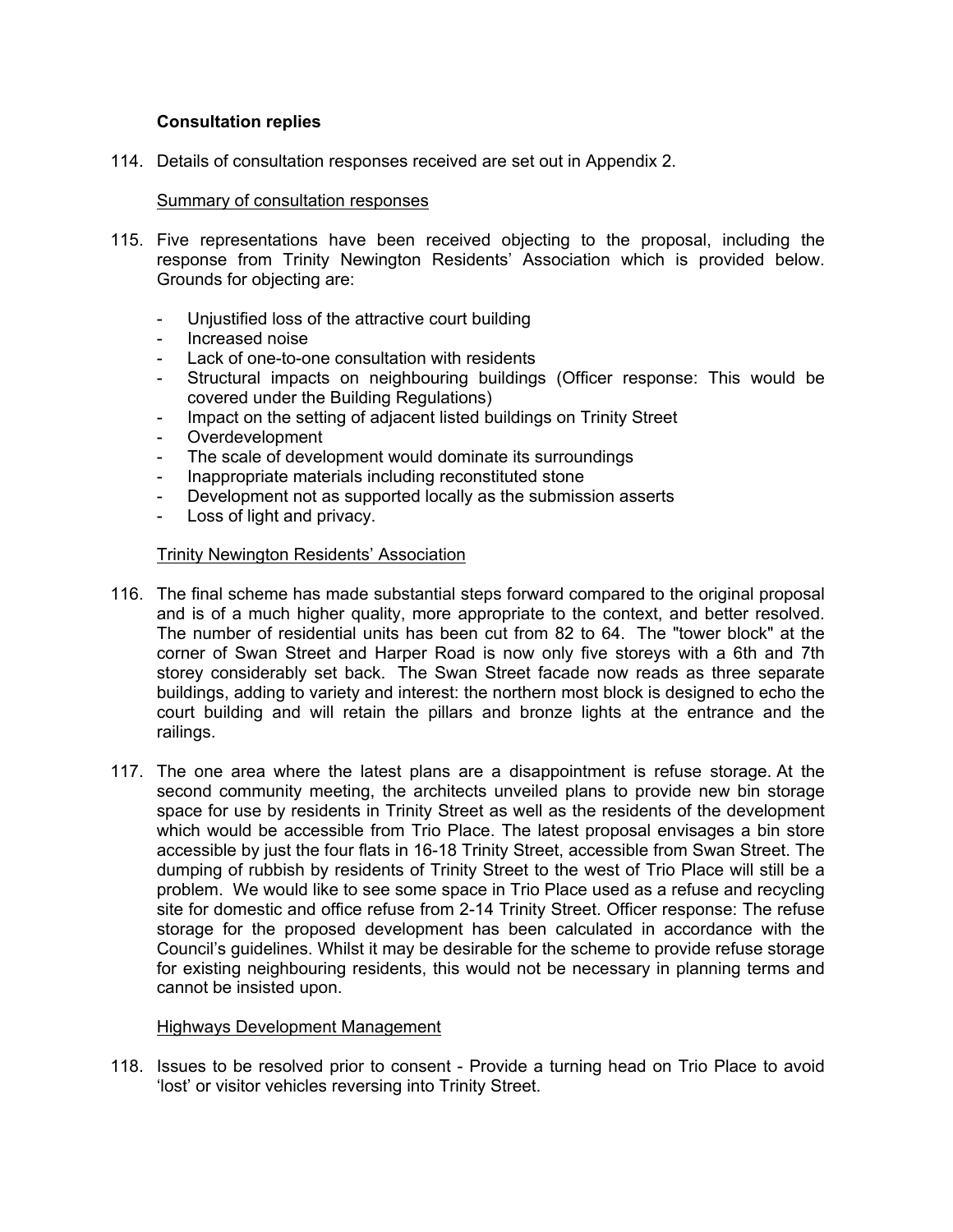**Consultation replies**

114. Details of consultation responses received are set out in Appendix 2.

Summary of consultation responses

115. Five representations have been received objecting to the proposal, including the response from Trinity Newington Residents' Association which is provided below. Grounds for objecting are:

- Unjustified loss of the attractive court building
- Increased noise
- Lack of one-to-one consultation with residents
- Structural impacts on neighbouring buildings (Officer response: This would be covered under the Building Regulations)
- Impact on the setting of adjacent listed buildings on Trinity Street
- Overdevelopment
- The scale of development would dominate its surroundings
- Inappropriate materials including reconstituted stone
- Development not as supported locally as the submission asserts
- Loss of light and privacy.

Trinity Newington Residents' Association

116. The final scheme has made substantial steps forward compared to the original proposal and is of a much higher quality, more appropriate to the context, and better resolved. The number of residential units has been cut from 82 to 64. The "tower block" at the corner of Swan Street and Harper Road is now only five storeys with a 6th and 7th storey considerably set back. The Swan Street facade now reads as three separate buildings, adding to variety and interest: the northern most block is designed to echo the court building and will retain the pillars and bronze lights at the entrance and the railings.

117. The one area where the latest plans are a disappointment is refuse storage. At the second community meeting, the architects unveiled plans to provide new bin storage space for use by residents in Trinity Street as well as the residents of the development which would be accessible from Trio Place. The latest proposal envisages a bin store accessible by just the four flats in 16-18 Trinity Street, accessible from Swan Street. The dumping of rubbish by residents of Trinity Street to the west of Trio Place will still be a problem. We would like to see some space in Trio Place used as a refuse and recycling site for domestic and office refuse from 2-14 Trinity Street. Officer response: The refuse storage for the proposed development has been calculated in accordance with the Council's guidelines. Whilst it may be desirable for the scheme to provide refuse storage for existing neighbouring residents, this would not be necessary in planning terms and cannot be insisted upon.

Highways Development Management

118. Issues to be resolved prior to consent - Provide a turning head on Trio Place to avoid 'lost' or visitor vehicles reversing into Trinity Street.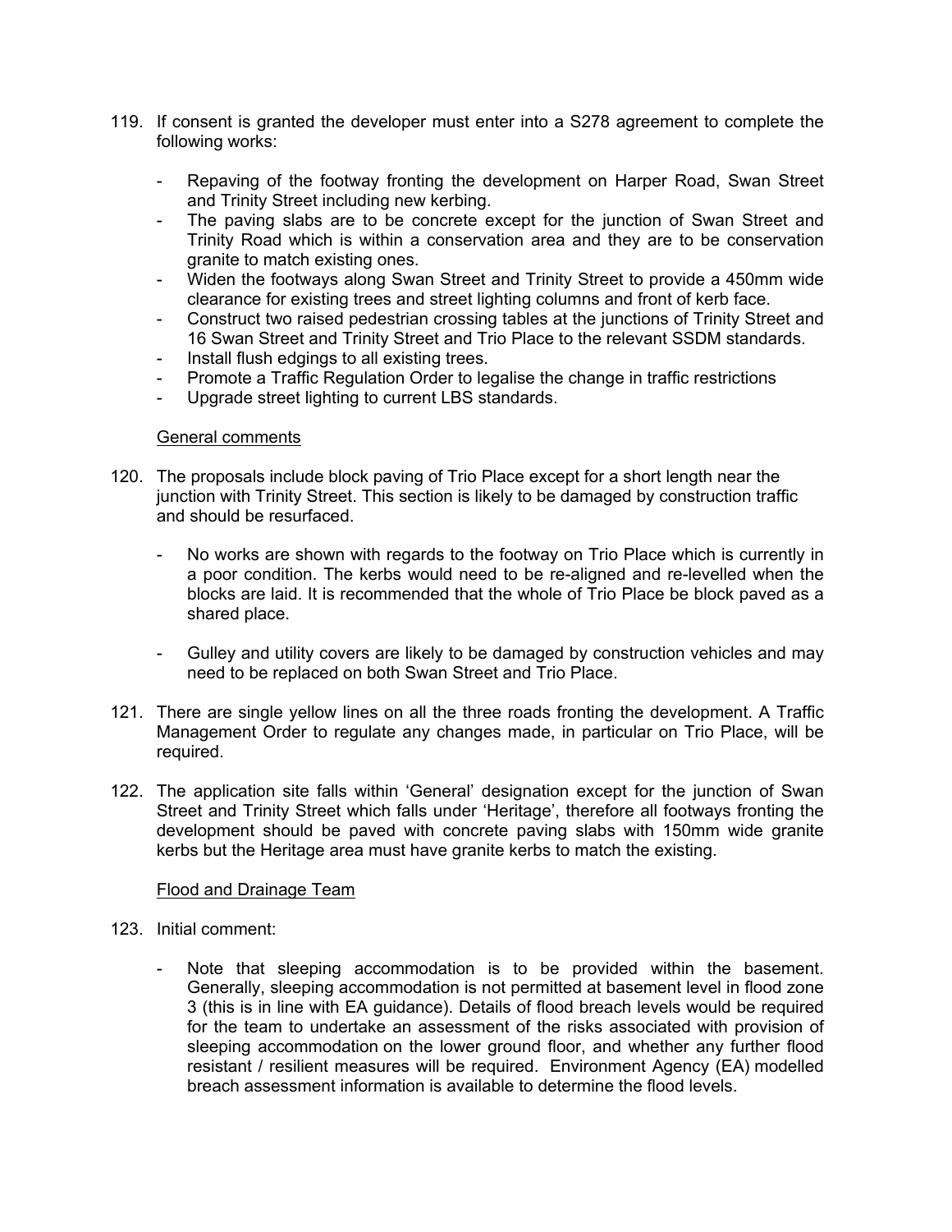119. If consent is granted the developer must enter into a S278 agreement to complete the following works:

   - Repaving of the footway fronting the development on Harper Road, Swan Street and Trinity Street including new kerbing.
   - The paving slabs are to be concrete except for the junction of Swan Street and Trinity Road which is within a conservation area and they are to be conservation granite to match existing ones.
   - Widen the footways along Swan Street and Trinity Street to provide a 450mm wide clearance for existing trees and street lighting columns and front of kerb face.
   - Construct two raised pedestrian crossing tables at the junctions of Trinity Street and 16 Swan Street and Trinity Street and Trio Place to the relevant SSDM standards.
   - Install flush edgings to all existing trees.
   - Promote a Traffic Regulation Order to legalise the change in traffic restrictions
   - Upgrade street lighting to current LBS standards.

<u>General comments</u>

120. The proposals include block paving of Trio Place except for a short length near the junction with Trinity Street. This section is likely to be damaged by construction traffic and should be resurfaced.

   - No works are shown with regards to the footway on Trio Place which is currently in a poor condition. The kerbs would need to be re-aligned and re-levelled when the blocks are laid. It is recommended that the whole of Trio Place be block paved as a shared place.

   - Gulley and utility covers are likely to be damaged by construction vehicles and may need to be replaced on both Swan Street and Trio Place.

121. There are single yellow lines on all the three roads fronting the development. A Traffic Management Order to regulate any changes made, in particular on Trio Place, will be required.

122. The application site falls within 'General' designation except for the junction of Swan Street and Trinity Street which falls under 'Heritage', therefore all footways fronting the development should be paved with concrete paving slabs with 150mm wide granite kerbs but the Heritage area must have granite kerbs to match the existing.

<u>Flood and Drainage Team</u>

123. Initial comment:

   - Note that sleeping accommodation is to be provided within the basement. Generally, sleeping accommodation is not permitted at basement level in flood zone 3 (this is in line with EA guidance). Details of flood breach levels would be required for the team to undertake an assessment of the risks associated with provision of sleeping accommodation on the lower ground floor, and whether any further flood resistant / resilient measures will be required. Environment Agency (EA) modelled breach assessment information is available to determine the flood levels.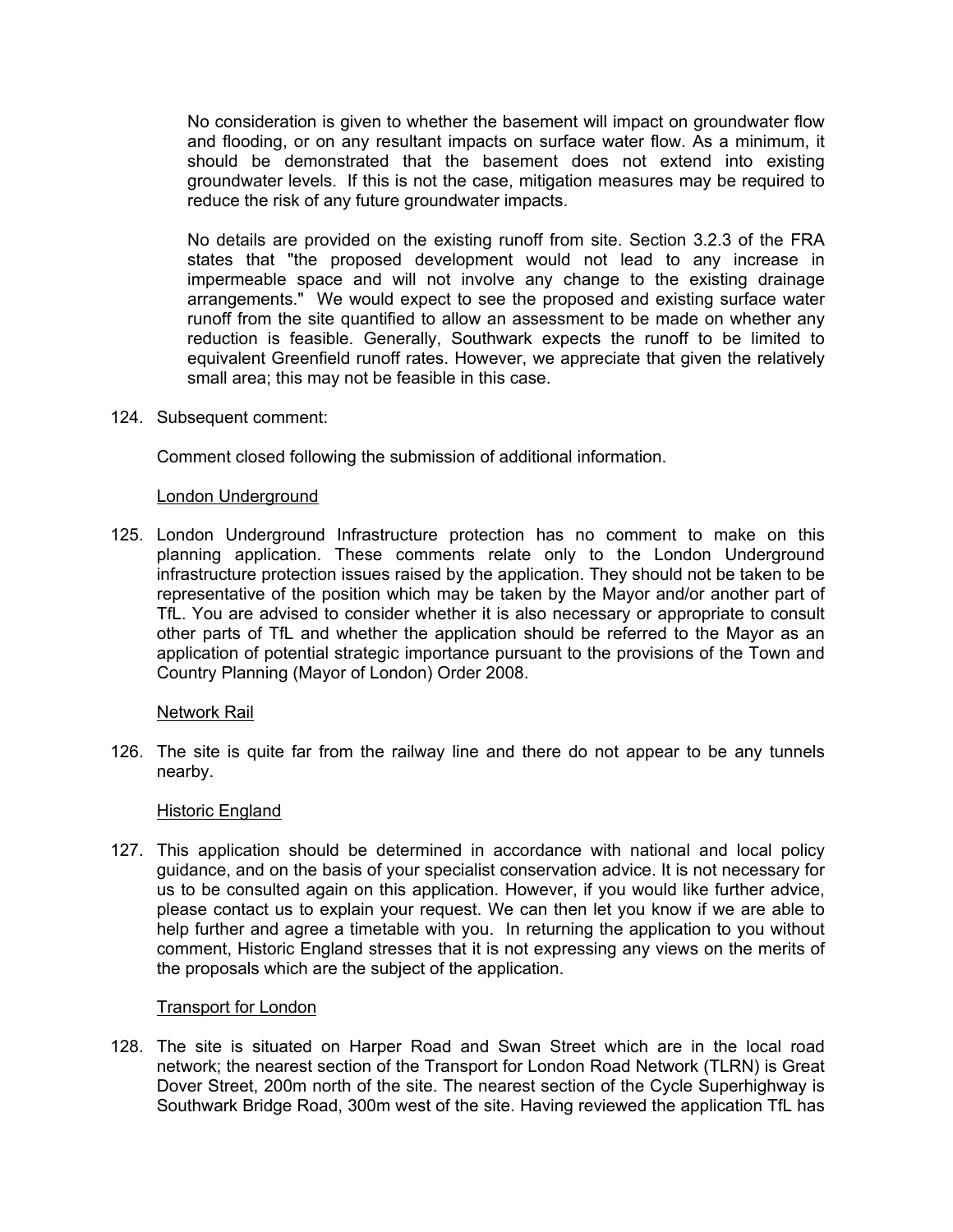No consideration is given to whether the basement will impact on groundwater flow and flooding, or on any resultant impacts on surface water flow. As a minimum, it should be demonstrated that the basement does not extend into existing groundwater levels. If this is not the case, mitigation measures may be required to reduce the risk of any future groundwater impacts.

No details are provided on the existing runoff from site. Section 3.2.3 of the FRA states that "the proposed development would not lead to any increase in impermeable space and will not involve any change to the existing drainage arrangements." We would expect to see the proposed and existing surface water runoff from the site quantified to allow an assessment to be made on whether any reduction is feasible. Generally, Southwark expects the runoff to be limited to equivalent Greenfield runoff rates. However, we appreciate that given the relatively small area; this may not be feasible in this case.

124. Subsequent comment:

Comment closed following the submission of additional information.

London Underground

125. London Underground Infrastructure protection has no comment to make on this planning application. These comments relate only to the London Underground infrastructure protection issues raised by the application. They should not be taken to be representative of the position which may be taken by the Mayor and/or another part of TfL. You are advised to consider whether it is also necessary or appropriate to consult other parts of TfL and whether the application should be referred to the Mayor as an application of potential strategic importance pursuant to the provisions of the Town and Country Planning (Mayor of London) Order 2008.

Network Rail

126. The site is quite far from the railway line and there do not appear to be any tunnels nearby.

Historic England

127. This application should be determined in accordance with national and local policy guidance, and on the basis of your specialist conservation advice. It is not necessary for us to be consulted again on this application. However, if you would like further advice, please contact us to explain your request. We can then let you know if we are able to help further and agree a timetable with you. In returning the application to you without comment, Historic England stresses that it is not expressing any views on the merits of the proposals which are the subject of the application.

Transport for London

128. The site is situated on Harper Road and Swan Street which are in the local road network; the nearest section of the Transport for London Road Network (TLRN) is Great Dover Street, 200m north of the site. The nearest section of the Cycle Superhighway is Southwark Bridge Road, 300m west of the site. Having reviewed the application TfL has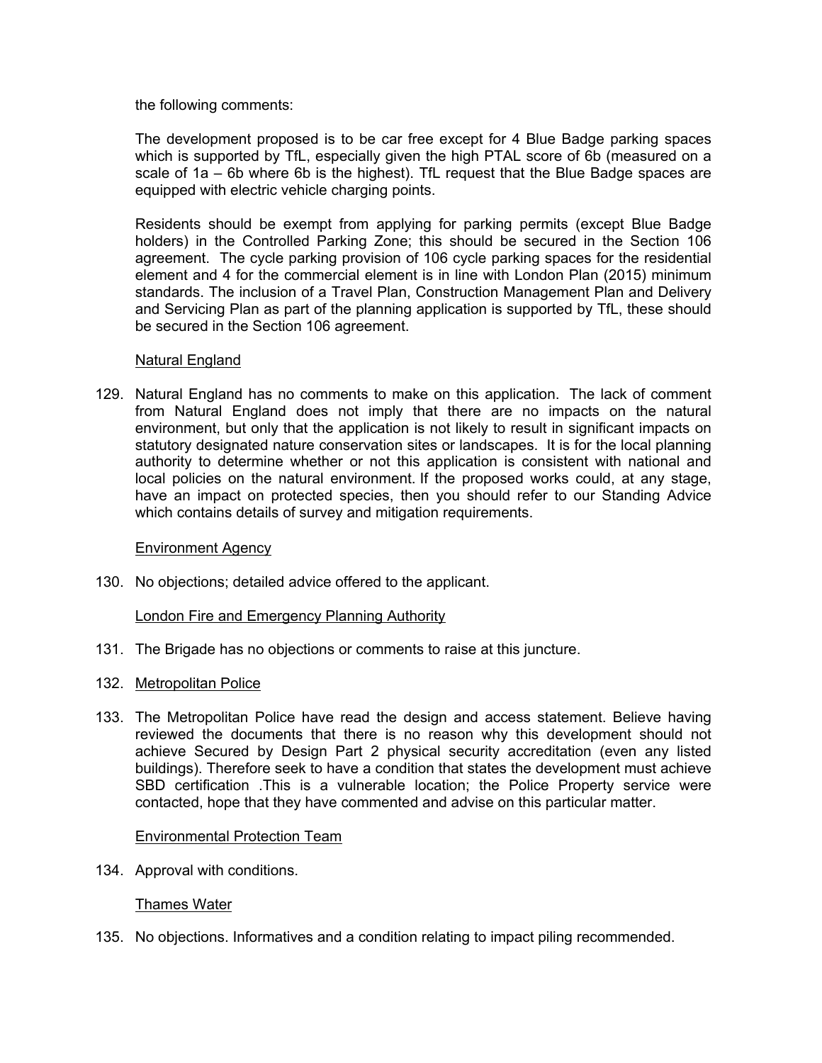the following comments:

The development proposed is to be car free except for 4 Blue Badge parking spaces which is supported by TfL, especially given the high PTAL score of 6b (measured on a scale of 1a – 6b where 6b is the highest). TfL request that the Blue Badge spaces are equipped with electric vehicle charging points.

Residents should be exempt from applying for parking permits (except Blue Badge holders) in the Controlled Parking Zone; this should be secured in the Section 106 agreement. The cycle parking provision of 106 cycle parking spaces for the residential element and 4 for the commercial element is in line with London Plan (2015) minimum standards. The inclusion of a Travel Plan, Construction Management Plan and Delivery and Servicing Plan as part of the planning application is supported by TfL, these should be secured in the Section 106 agreement.

<u>Natural England</u>

129. Natural England has no comments to make on this application. The lack of comment from Natural England does not imply that there are no impacts on the natural environment, but only that the application is not likely to result in significant impacts on statutory designated nature conservation sites or landscapes. It is for the local planning authority to determine whether or not this application is consistent with national and local policies on the natural environment. If the proposed works could, at any stage, have an impact on protected species, then you should refer to our Standing Advice which contains details of survey and mitigation requirements.

<u>Environment Agency</u>

130. No objections; detailed advice offered to the applicant.

<u>London Fire and Emergency Planning Authority</u>

131. The Brigade has no objections or comments to raise at this juncture.

132. <u>Metropolitan Police</u>

133. The Metropolitan Police have read the design and access statement. Believe having reviewed the documents that there is no reason why this development should not achieve Secured by Design Part 2 physical security accreditation (even any listed buildings). Therefore seek to have a condition that states the development must achieve SBD certification .This is a vulnerable location; the Police Property service were contacted, hope that they have commented and advise on this particular matter.

<u>Environmental Protection Team</u>

134. Approval with conditions.

<u>Thames Water</u>

135. No objections. Informatives and a condition relating to impact piling recommended.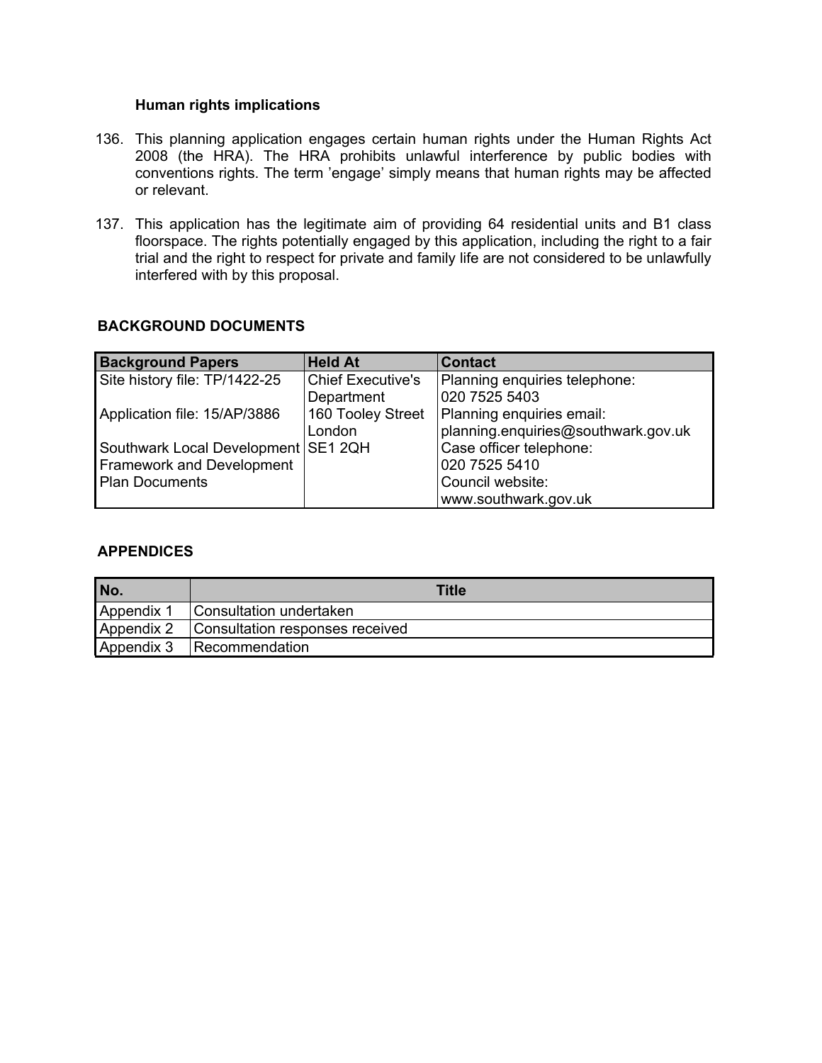### Human rights implications

136. This planning application engages certain human rights under the Human Rights Act 2008 (the HRA). The HRA prohibits unlawful interference by public bodies with conventions rights. The term 'engage' simply means that human rights may be affected or relevant.

137. This application has the legitimate aim of providing 64 residential units and B1 class floorspace. The rights potentially engaged by this application, including the right to a fair trial and the right to respect for private and family life are not considered to be unlawfully interfered with by this proposal.

## BACKGROUND DOCUMENTS

| Background Papers | Held At | Contact |
|---|---|---|
| Site history file: TP/1422-25<br><br>Application file: 15/AP/3886<br><br>Southwark Local Development Framework and Development Plan Documents | Chief Executive's Department<br>160 Tooley Street<br>London<br>SE1 2QH | Planning enquiries telephone:<br>020 7525 5403<br>Planning enquiries email:<br>planning.enquiries@southwark.gov.uk<br>Case officer telephone:<br>020 7525 5410<br>Council website:<br>www.southwark.gov.uk |

## APPENDICES

| No. | Title |
|---|---|
| Appendix 1 | Consultation undertaken |
| Appendix 2 | Consultation responses received |
| Appendix 3 | Recommendation |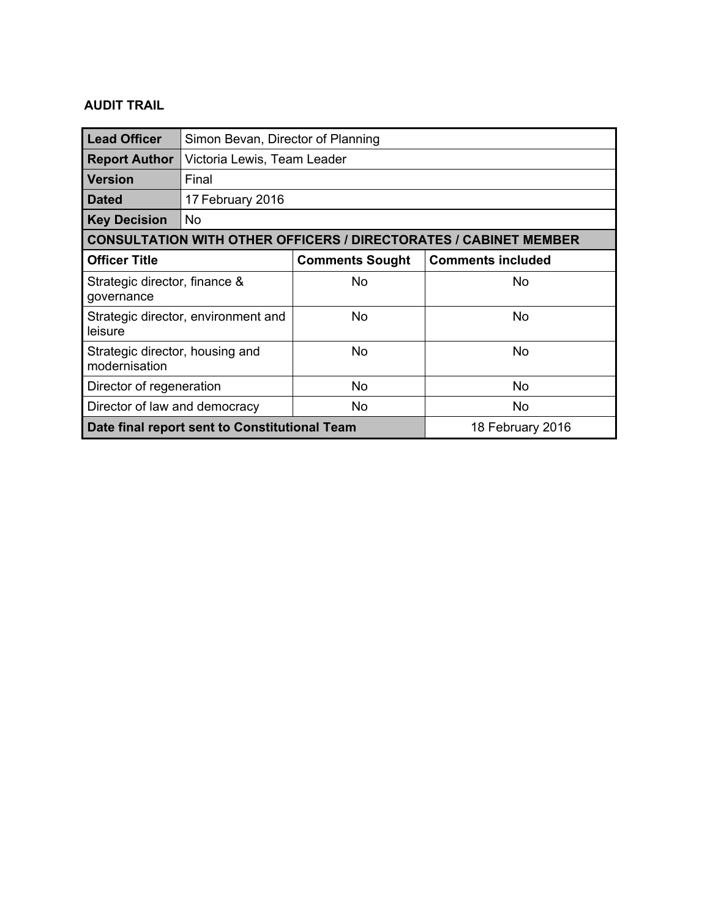**AUDIT TRAIL**

| **Lead Officer** | Simon Bevan, Director of Planning | | |
|---|---|---|---|
| **Report Author** | Victoria Lewis, Team Leader | | |
| **Version** | Final | | |
| **Dated** | 17 February 2016 | | |
| **Key Decision** | No | | |
| **CONSULTATION WITH OTHER OFFICERS / DIRECTORATES / CABINET MEMBER** | | | |
| **Officer Title** | | **Comments Sought** | **Comments included** |
| Strategic director, finance & governance | | No | No |
| Strategic director, environment and leisure | | No | No |
| Strategic director, housing and modernisation | | No | No |
| Director of regeneration | | No | No |
| Director of law and democracy | | No | No |
| **Date final report sent to Constitutional Team** | | | 18 February 2016 |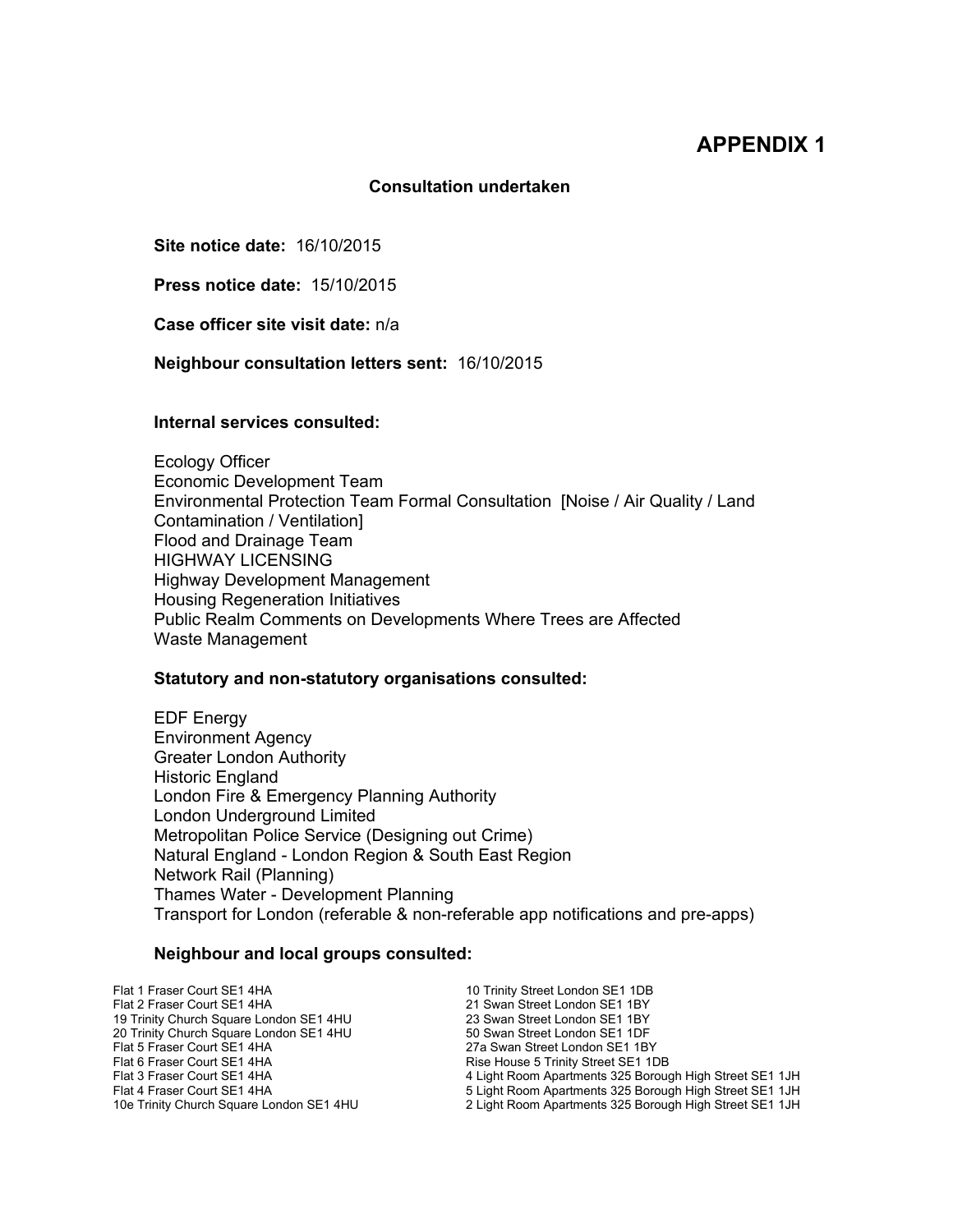# APPENDIX 1

**Consultation undertaken**

**Site notice date:** 16/10/2015

**Press notice date:** 15/10/2015

**Case officer site visit date:** n/a

**Neighbour consultation letters sent:** 16/10/2015

**Internal services consulted:**

Ecology Officer
Economic Development Team
Environmental Protection Team Formal Consultation [Noise / Air Quality / Land Contamination / Ventilation]
Flood and Drainage Team
HIGHWAY LICENSING
Highway Development Management
Housing Regeneration Initiatives
Public Realm Comments on Developments Where Trees are Affected
Waste Management

**Statutory and non-statutory organisations consulted:**

EDF Energy
Environment Agency
Greater London Authority
Historic England
London Fire & Emergency Planning Authority
London Underground Limited
Metropolitan Police Service (Designing out Crime)
Natural England - London Region & South East Region
Network Rail (Planning)
Thames Water - Development Planning
Transport for London (referable & non-referable app notifications and pre-apps)

**Neighbour and local groups consulted:**

Flat 1 Fraser Court SE1 4HA
Flat 2 Fraser Court SE1 4HA
19 Trinity Church Square London SE1 4HU
20 Trinity Church Square London SE1 4HU
Flat 5 Fraser Court SE1 4HA
Flat 6 Fraser Court SE1 4HA
Flat 3 Fraser Court SE1 4HA
Flat 4 Fraser Court SE1 4HA
10e Trinity Church Square London SE1 4HU
10 Trinity Street London SE1 1DB
21 Swan Street London SE1 1BY
23 Swan Street London SE1 1BY
50 Swan Street London SE1 1DF
27a Swan Street London SE1 1BY
Rise House 5 Trinity Street SE1 1DB
4 Light Room Apartments 325 Borough High Street SE1 1JH
5 Light Room Apartments 325 Borough High Street SE1 1JH
2 Light Room Apartments 325 Borough High Street SE1 1JH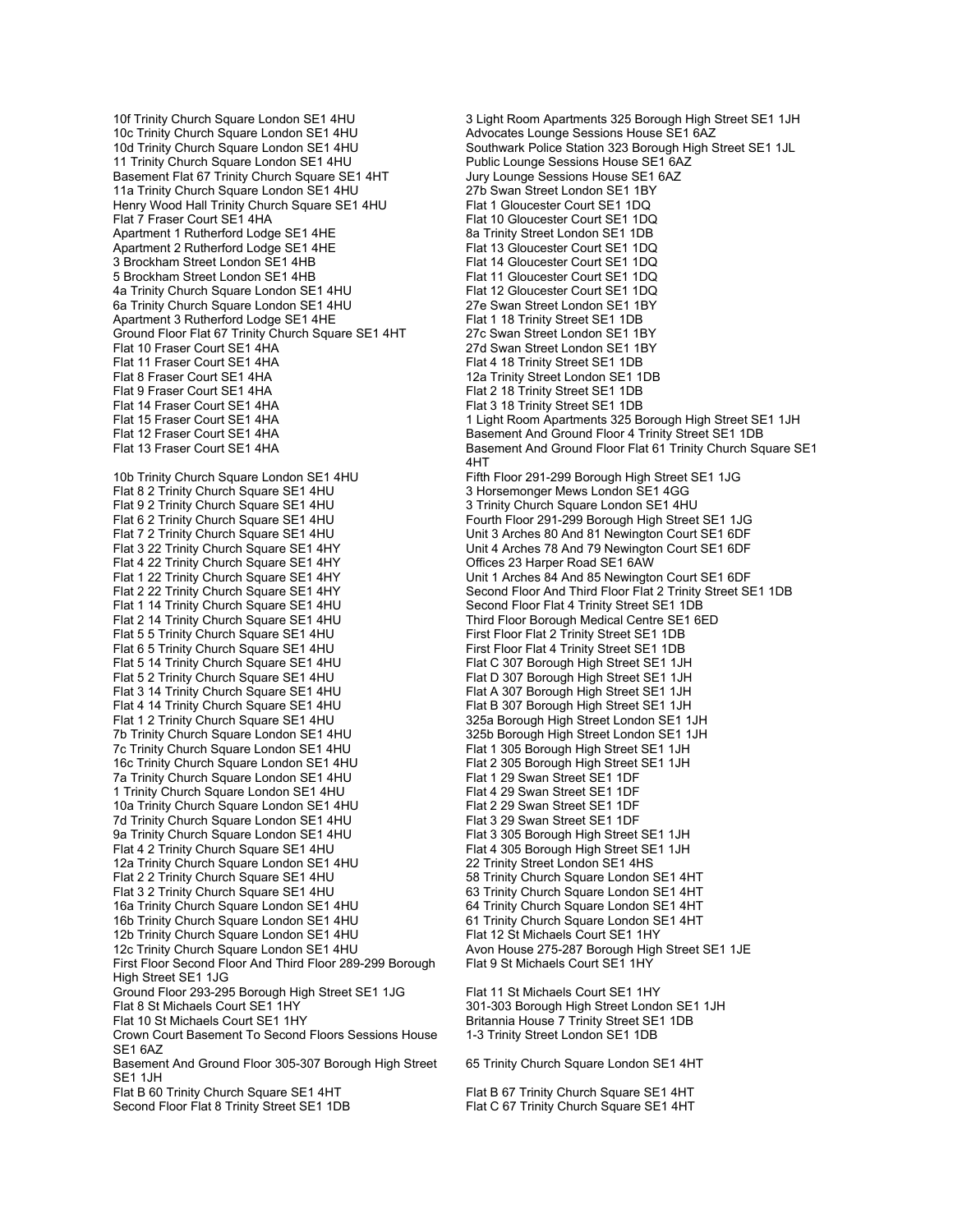10f Trinity Church Square London SE1 4HU
10c Trinity Church Square London SE1 4HU
10d Trinity Church Square London SE1 4HU
11 Trinity Church Square London SE1 4HU
Basement Flat 67 Trinity Church Square SE1 4HT
11a Trinity Church Square London SE1 4HU
Henry Wood Hall Trinity Church Square SE1 4HU
Flat 7 Fraser Court SE1 4HA
Apartment 1 Rutherford Lodge SE1 4HE
Apartment 2 Rutherford Lodge SE1 4HE
3 Brockham Street London SE1 4HB
5 Brockham Street London SE1 4HB
4a Trinity Church Square London SE1 4HU
6a Trinity Church Square London SE1 4HU
Apartment 3 Rutherford Lodge SE1 4HE
Ground Floor Flat 67 Trinity Church Square SE1 4HT
Flat 10 Fraser Court SE1 4HA
Flat 11 Fraser Court SE1 4HA
Flat 8 Fraser Court SE1 4HA
Flat 9 Fraser Court SE1 4HA
Flat 14 Fraser Court SE1 4HA
Flat 15 Fraser Court SE1 4HA
Flat 12 Fraser Court SE1 4HA
Flat 13 Fraser Court SE1 4HA

10b Trinity Church Square London SE1 4HU
Flat 8 2 Trinity Church Square SE1 4HU
Flat 9 2 Trinity Church Square SE1 4HU
Flat 6 2 Trinity Church Square SE1 4HU
Flat 7 2 Trinity Church Square SE1 4HU
Flat 3 22 Trinity Church Square SE1 4HY
Flat 4 22 Trinity Church Square SE1 4HY
Flat 1 22 Trinity Church Square SE1 4HY
Flat 2 22 Trinity Church Square SE1 4HY
Flat 1 14 Trinity Church Square SE1 4HU
Flat 2 14 Trinity Church Square SE1 4HU
Flat 5 5 Trinity Church Square SE1 4HU
Flat 6 5 Trinity Church Square SE1 4HU
Flat 5 14 Trinity Church Square SE1 4HU
Flat 5 2 Trinity Church Square SE1 4HU
Flat 3 14 Trinity Church Square SE1 4HU
Flat 4 14 Trinity Church Square SE1 4HU
Flat 1 2 Trinity Church Square SE1 4HU
7b Trinity Church Square London SE1 4HU
7c Trinity Church Square London SE1 4HU
16c Trinity Church Square London SE1 4HU
7a Trinity Church Square London SE1 4HU
1 Trinity Church Square London SE1 4HU
10a Trinity Church Square London SE1 4HU
7d Trinity Church Square London SE1 4HU
9a Trinity Church Square London SE1 4HU
Flat 4 2 Trinity Church Square SE1 4HU
12a Trinity Church Square London SE1 4HU
Flat 2 2 Trinity Church Square SE1 4HU
Flat 3 2 Trinity Church Square SE1 4HU
16a Trinity Church Square London SE1 4HU
16b Trinity Church Square London SE1 4HU
12b Trinity Church Square London SE1 4HU
12c Trinity Church Square London SE1 4HU
First Floor Second Floor And Third Floor 289-299 Borough High Street SE1 1JG
Ground Floor 293-295 Borough High Street SE1 1JG
Flat 8 St Michaels Court SE1 1HY
Flat 10 St Michaels Court SE1 1HY
Crown Court Basement To Second Floors Sessions House SE1 6AZ
Basement And Ground Floor 305-307 Borough High Street SE1 1JH
Flat B 60 Trinity Church Square SE1 4HT
Second Floor Flat 8 Trinity Street SE1 1DB

3 Light Room Apartments 325 Borough High Street SE1 1JH
Advocates Lounge Sessions House SE1 6AZ
Southwark Police Station 323 Borough High Street SE1 1JL
Public Lounge Sessions House SE1 6AZ
Jury Lounge Sessions House SE1 6AZ
27b Swan Street London SE1 1BY
Flat 1 Gloucester Court SE1 1DQ
Flat 10 Gloucester Court SE1 1DQ
8a Trinity Street London SE1 1DB
Flat 13 Gloucester Court SE1 1DQ
Flat 14 Gloucester Court SE1 1DQ
Flat 11 Gloucester Court SE1 1DQ
Flat 12 Gloucester Court SE1 1DQ
27e Swan Street London SE1 1BY
Flat 1 18 Trinity Street SE1 1DB
27c Swan Street London SE1 1BY
27d Swan Street London SE1 1BY
Flat 4 18 Trinity Street SE1 1DB
12a Trinity Street London SE1 1DB
Flat 2 18 Trinity Street SE1 1DB
Flat 3 18 Trinity Street SE1 1DB
1 Light Room Apartments 325 Borough High Street SE1 1JH
Basement And Ground Floor 4 Trinity Street SE1 1DB
Basement And Ground Floor Flat 61 Trinity Church Square SE1 4HT
Fifth Floor 291-299 Borough High Street SE1 1JG
3 Horsemonger Mews London SE1 4GG
3 Trinity Church Square London SE1 4HU
Fourth Floor 291-299 Borough High Street SE1 1JG
Unit 3 Arches 80 And 81 Newington Court SE1 6DF
Unit 4 Arches 78 And 79 Newington Court SE1 6DF
Offices 23 Harper Road SE1 6AW
Unit 1 Arches 84 And 85 Newington Court SE1 6DF
Second Floor And Third Floor Flat 2 Trinity Street SE1 1DB
Second Floor Flat 4 Trinity Street SE1 1DB
Third Floor Borough Medical Centre SE1 6ED
First Floor Flat 2 Trinity Street SE1 1DB
First Floor Flat 4 Trinity Street SE1 1DB
Flat C 307 Borough High Street SE1 1JH
Flat D 307 Borough High Street SE1 1JH
Flat A 307 Borough High Street SE1 1JH
Flat B 307 Borough High Street SE1 1JH
325a Borough High Street London SE1 1JH
325b Borough High Street London SE1 1JH
Flat 1 305 Borough High Street SE1 1JH
Flat 2 305 Borough High Street SE1 1JH
Flat 1 29 Swan Street SE1 1DF
Flat 4 29 Swan Street SE1 1DF
Flat 2 29 Swan Street SE1 1DF
Flat 3 29 Swan Street SE1 1DF
Flat 3 305 Borough High Street SE1 1JH
Flat 4 305 Borough High Street SE1 1JH
22 Trinity Street London SE1 4HS
58 Trinity Church Square London SE1 4HT
63 Trinity Church Square London SE1 4HT
64 Trinity Church Square London SE1 4HT
61 Trinity Church Square London SE1 4HT
Flat 12 St Michaels Court SE1 1HY
Avon House 275-287 Borough High Street SE1 1JE
Flat 9 St Michaels Court SE1 1HY

Flat 11 St Michaels Court SE1 1HY
301-303 Borough High Street London SE1 1JH
Britannia House 7 Trinity Street SE1 1DB
1-3 Trinity Street London SE1 1DB

65 Trinity Church Square London SE1 4HT

Flat B 67 Trinity Church Square SE1 4HT
Flat C 67 Trinity Church Square SE1 4HT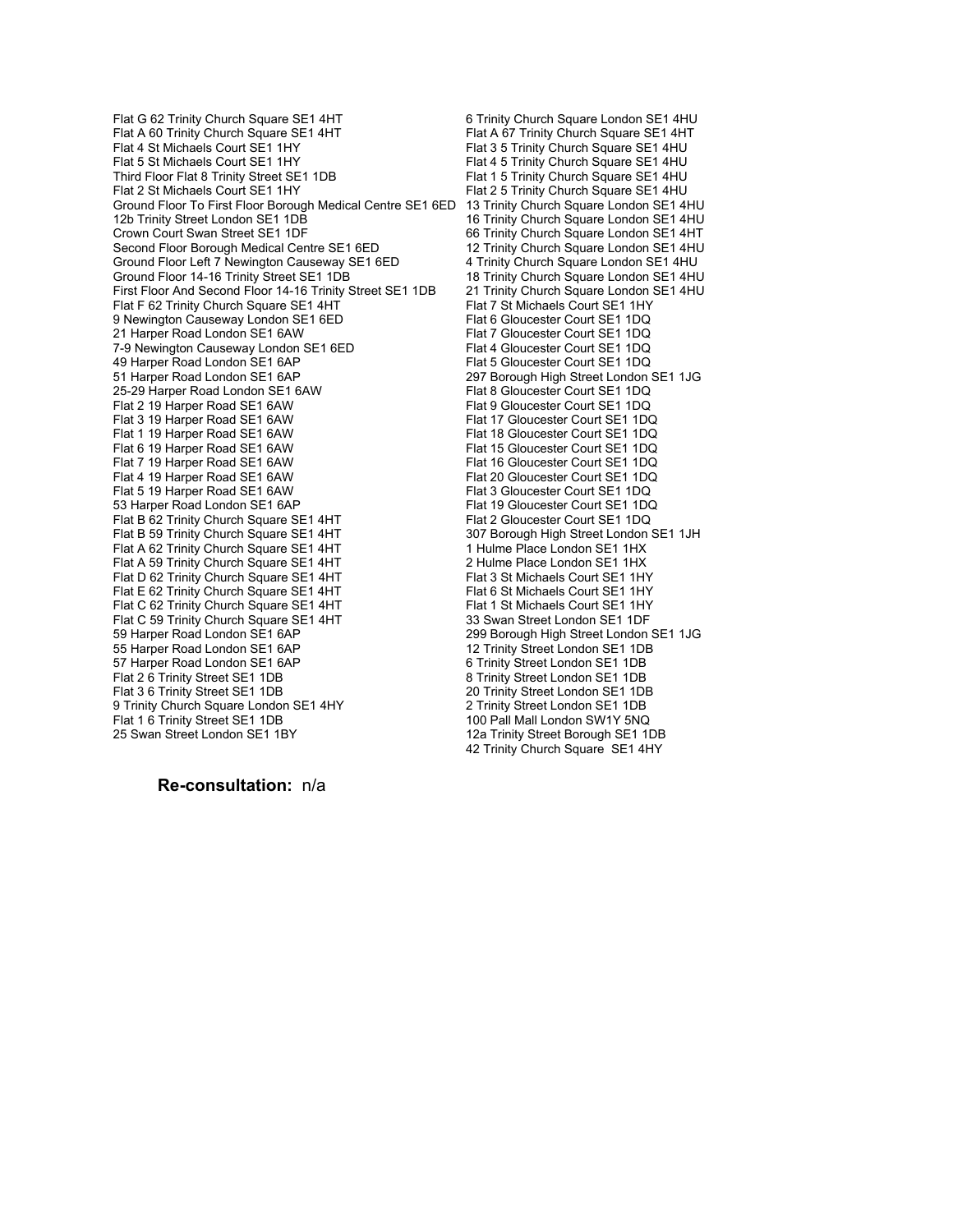Flat G 62 Trinity Church Square SE1 4HT
Flat A 60 Trinity Church Square SE1 4HT
Flat 4 St Michaels Court SE1 1HY
Flat 5 St Michaels Court SE1 1HY
Third Floor Flat 8 Trinity Street SE1 1DB
Flat 2 St Michaels Court SE1 1HY
Ground Floor To First Floor Borough Medical Centre SE1 6ED
12b Trinity Street London SE1 1DB
Crown Court Swan Street SE1 1DF
Second Floor Borough Medical Centre SE1 6ED
Ground Floor Left 7 Newington Causeway SE1 6ED
Ground Floor 14-16 Trinity Street SE1 1DB
First Floor And Second Floor 14-16 Trinity Street SE1 1DB
Flat F 62 Trinity Church Square SE1 4HT
9 Newington Causeway London SE1 6ED
21 Harper Road London SE1 6AW
7-9 Newington Causeway London SE1 6ED
49 Harper Road London SE1 6AP
51 Harper Road London SE1 6AP
25-29 Harper Road London SE1 6AW
Flat 2 19 Harper Road SE1 6AW
Flat 3 19 Harper Road SE1 6AW
Flat 1 19 Harper Road SE1 6AW
Flat 6 19 Harper Road SE1 6AW
Flat 7 19 Harper Road SE1 6AW
Flat 4 19 Harper Road SE1 6AW
Flat 5 19 Harper Road SE1 6AW
53 Harper Road London SE1 6AP
Flat B 62 Trinity Church Square SE1 4HT
Flat B 59 Trinity Church Square SE1 4HT
Flat A 62 Trinity Church Square SE1 4HT
Flat A 59 Trinity Church Square SE1 4HT
Flat D 62 Trinity Church Square SE1 4HT
Flat E 62 Trinity Church Square SE1 4HT
Flat C 62 Trinity Church Square SE1 4HT
Flat C 59 Trinity Church Square SE1 4HT
59 Harper Road London SE1 6AP
55 Harper Road London SE1 6AP
57 Harper Road London SE1 6AP
Flat 2 6 Trinity Street SE1 1DB
Flat 3 6 Trinity Street SE1 1DB
9 Trinity Church Square London SE1 4HY
Flat 1 6 Trinity Street SE1 1DB
25 Swan Street London SE1 1BY
6 Trinity Church Square London SE1 4HU
Flat A 67 Trinity Church Square SE1 4HT
Flat 3 5 Trinity Church Square SE1 4HU
Flat 4 5 Trinity Church Square SE1 4HU
Flat 1 5 Trinity Church Square SE1 4HU
Flat 2 5 Trinity Church Square SE1 4HU
13 Trinity Church Square London SE1 4HU
16 Trinity Church Square London SE1 4HU
66 Trinity Church Square London SE1 4HT
12 Trinity Church Square London SE1 4HU
4 Trinity Church Square London SE1 4HU
18 Trinity Church Square London SE1 4HU
21 Trinity Church Square London SE1 4HU
Flat 7 St Michaels Court SE1 1HY
Flat 6 Gloucester Court SE1 1DQ
Flat 7 Gloucester Court SE1 1DQ
Flat 4 Gloucester Court SE1 1DQ
Flat 5 Gloucester Court SE1 1DQ
297 Borough High Street London SE1 1JG
Flat 8 Gloucester Court SE1 1DQ
Flat 9 Gloucester Court SE1 1DQ
Flat 17 Gloucester Court SE1 1DQ
Flat 18 Gloucester Court SE1 1DQ
Flat 15 Gloucester Court SE1 1DQ
Flat 16 Gloucester Court SE1 1DQ
Flat 20 Gloucester Court SE1 1DQ
Flat 3 Gloucester Court SE1 1DQ
Flat 19 Gloucester Court SE1 1DQ
Flat 2 Gloucester Court SE1 1DQ
307 Borough High Street London SE1 1JH
1 Hulme Place London SE1 1HX
2 Hulme Place London SE1 1HX
Flat 3 St Michaels Court SE1 1HY
Flat 6 St Michaels Court SE1 1HY
Flat 1 St Michaels Court SE1 1HY
33 Swan Street London SE1 1DF
299 Borough High Street London SE1 1JG
12 Trinity Street London SE1 1DB
6 Trinity Street London SE1 1DB
8 Trinity Street London SE1 1DB
20 Trinity Street London SE1 1DB
2 Trinity Street London SE1 1DB
100 Pall Mall London SW1Y 5NQ
12a Trinity Street Borough SE1 1DB
42 Trinity Church Square SE1 4HY

**Re-consultation:** n/a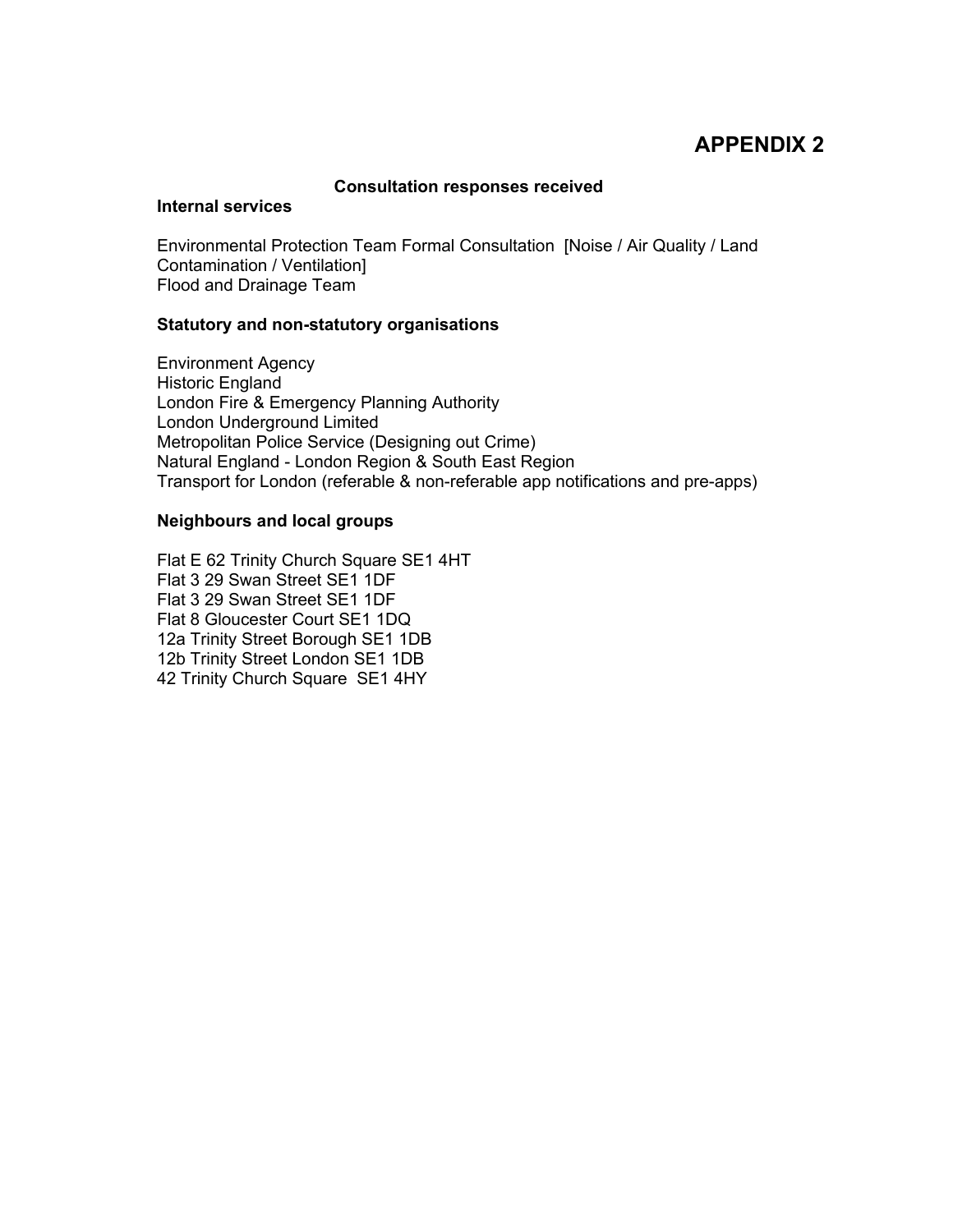# APPENDIX 2

**Consultation responses received**

**Internal services**

Environmental Protection Team Formal Consultation [Noise / Air Quality / Land Contamination / Ventilation]
Flood and Drainage Team

**Statutory and non-statutory organisations**

Environment Agency
Historic England
London Fire & Emergency Planning Authority
London Underground Limited
Metropolitan Police Service (Designing out Crime)
Natural England - London Region & South East Region
Transport for London (referable & non-referable app notifications and pre-apps)

**Neighbours and local groups**

Flat E 62 Trinity Church Square SE1 4HT
Flat 3 29 Swan Street SE1 1DF
Flat 3 29 Swan Street SE1 1DF
Flat 8 Gloucester Court SE1 1DQ
12a Trinity Street Borough SE1 1DB
12b Trinity Street London SE1 1DB
42 Trinity Church Square SE1 4HY